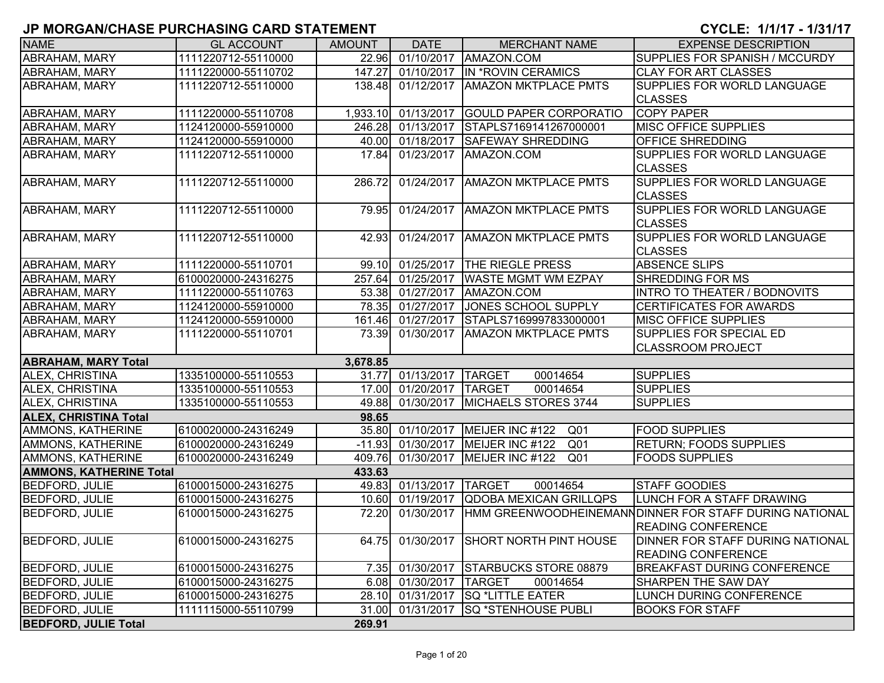# JP MORGAN/CHASE PURCHASING CARD STATEMENT

**CYCLE: 1/1/17 - 1/31/17**

| NAME | GL ACCOUNT | AMOUNT | DATE | MERCHANT NAME | EXPENSE DESCRIPTION |
|---|---|---|---|---|---|
| ABRAHAM, MARY | 1111220712-55110000 | 22.96 | 01/10/2017 | AMAZON.COM | SUPPLIES FOR SPANISH / MCCURDY |
| ABRAHAM, MARY | 1111220000-55110702 | 147.27 | 01/10/2017 | IN *ROVIN CERAMICS | CLAY FOR ART CLASSES |
| ABRAHAM, MARY | 1111220712-55110000 | 138.48 | 01/12/2017 | AMAZON MKTPLACE PMTS | SUPPLIES FOR WORLD LANGUAGE CLASSES |
| ABRAHAM, MARY | 1111220000-55110708 | 1,933.10 | 01/13/2017 | GOULD PAPER CORPORATIO | COPY PAPER |
| ABRAHAM, MARY | 1124120000-55910000 | 246.28 | 01/13/2017 | STAPLS7169141267000001 | MISC OFFICE SUPPLIES |
| ABRAHAM, MARY | 1124120000-55910000 | 40.00 | 01/18/2017 | SAFEWAY SHREDDING | OFFICE SHREDDING |
| ABRAHAM, MARY | 1111220712-55110000 | 17.84 | 01/23/2017 | AMAZON.COM | SUPPLIES FOR WORLD LANGUAGE CLASSES |
| ABRAHAM, MARY | 1111220712-55110000 | 286.72 | 01/24/2017 | AMAZON MKTPLACE PMTS | SUPPLIES FOR WORLD LANGUAGE CLASSES |
| ABRAHAM, MARY | 1111220712-55110000 | 79.95 | 01/24/2017 | AMAZON MKTPLACE PMTS | SUPPLIES FOR WORLD LANGUAGE CLASSES |
| ABRAHAM, MARY | 1111220712-55110000 | 42.93 | 01/24/2017 | AMAZON MKTPLACE PMTS | SUPPLIES FOR WORLD LANGUAGE CLASSES |
| ABRAHAM, MARY | 1111220000-55110701 | 99.10 | 01/25/2017 | THE RIEGLE PRESS | ABSENCE SLIPS |
| ABRAHAM, MARY | 6100020000-24316275 | 257.64 | 01/25/2017 | WASTE MGMT WM EZPAY | SHREDDING FOR MS |
| ABRAHAM, MARY | 1111220000-55110763 | 53.38 | 01/27/2017 | AMAZON.COM | INTRO TO THEATER / BODNOVITS |
| ABRAHAM, MARY | 1124120000-55910000 | 78.35 | 01/27/2017 | JONES SCHOOL SUPPLY | CERTIFICATES FOR AWARDS |
| ABRAHAM, MARY | 1124120000-55910000 | 161.46 | 01/27/2017 | STAPLS7169997833000001 | MISC OFFICE SUPPLIES |
| ABRAHAM, MARY | 1111220000-55110701 | 73.39 | 01/30/2017 | AMAZON MKTPLACE PMTS | SUPPLIES FOR SPECIAL ED CLASSROOM PROJECT |
| **ABRAHAM, MARY Total** | | **3,678.85** | | | |
| ALEX, CHRISTINA | 1335100000-55110553 | 31.77 | 01/13/2017 | TARGET 00014654 | SUPPLIES |
| ALEX, CHRISTINA | 1335100000-55110553 | 17.00 | 01/20/2017 | TARGET 00014654 | SUPPLIES |
| ALEX, CHRISTINA | 1335100000-55110553 | 49.88 | 01/30/2017 | MICHAELS STORES 3744 | SUPPLIES |
| **ALEX, CHRISTINA Total** | | **98.65** | | | |
| AMMONS, KATHERINE | 6100020000-24316249 | 35.80 | 01/10/2017 | MEIJER INC #122 Q01 | FOOD SUPPLIES |
| AMMONS, KATHERINE | 6100020000-24316249 | -11.93 | 01/30/2017 | MEIJER INC #122 Q01 | RETURN; FOODS SUPPLIES |
| AMMONS, KATHERINE | 6100020000-24316249 | 409.76 | 01/30/2017 | MEIJER INC #122 Q01 | FOODS SUPPLIES |
| **AMMONS, KATHERINE Total** | | **433.63** | | | |
| BEDFORD, JULIE | 6100015000-24316275 | 49.83 | 01/13/2017 | TARGET 00014654 | STAFF GOODIES |
| BEDFORD, JULIE | 6100015000-24316275 | 10.60 | 01/19/2017 | QDOBA MEXICAN GRILLQPS | LUNCH FOR A STAFF DRAWING |
| BEDFORD, JULIE | 6100015000-24316275 | 72.20 | 01/30/2017 | HMM GREENWOODHEINEMANN | DINNER FOR STAFF DURING NATIONAL READING CONFERENCE |
| BEDFORD, JULIE | 6100015000-24316275 | 64.75 | 01/30/2017 | SHORT NORTH PINT HOUSE | DINNER FOR STAFF DURING NATIONAL READING CONFERENCE |
| BEDFORD, JULIE | 6100015000-24316275 | 7.35 | 01/30/2017 | STARBUCKS STORE 08879 | BREAKFAST DURING CONFERENCE |
| BEDFORD, JULIE | 6100015000-24316275 | 6.08 | 01/30/2017 | TARGET 00014654 | SHARPEN THE SAW DAY |
| BEDFORD, JULIE | 6100015000-24316275 | 28.10 | 01/31/2017 | SQ *LITTLE EATER | LUNCH DURING CONFERENCE |
| BEDFORD, JULIE | 1111115000-55110799 | 31.00 | 01/31/2017 | SQ *STENHOUSE PUBLI | BOOKS FOR STAFF |
| **BEDFORD, JULIE Total** | | **269.91** | | | |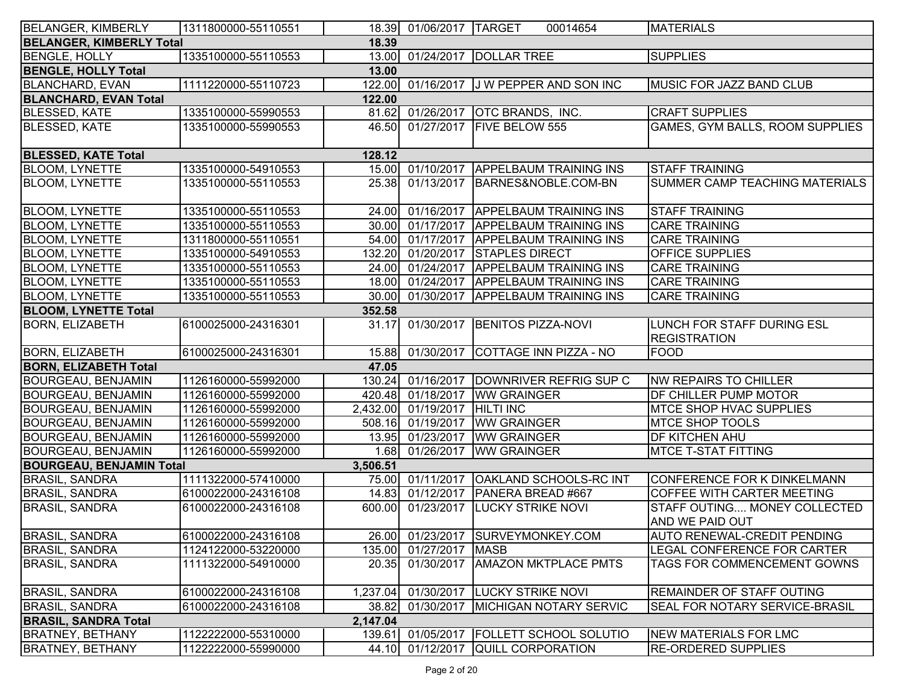| | | | | | |
|---|---|---|---|---|---|
| BELANGER, KIMBERLY | 1311800000-55110551 | 18.39 | 01/06/2017 | TARGET 00014654 | MATERIALS |
| **BELANGER, KIMBERLY Total** | | **18.39** | | | |
| BENGLE, HOLLY | 1335100000-55110553 | 13.00 | 01/24/2017 | DOLLAR TREE | SUPPLIES |
| **BENGLE, HOLLY Total** | | **13.00** | | | |
| BLANCHARD, EVAN | 1111220000-55110723 | 122.00 | 01/16/2017 | J W PEPPER AND SON INC | MUSIC FOR JAZZ BAND CLUB |
| **BLANCHARD, EVAN Total** | | **122.00** | | | |
| BLESSED, KATE | 1335100000-55990553 | 81.62 | 01/26/2017 | OTC BRANDS, INC. | CRAFT SUPPLIES |
| BLESSED, KATE | 1335100000-55990553 | 46.50 | 01/27/2017 | FIVE BELOW 555 | GAMES, GYM BALLS, ROOM SUPPLIES |
| **BLESSED, KATE Total** | | **128.12** | | | |
| BLOOM, LYNETTE | 1335100000-54910553 | 15.00 | 01/10/2017 | APPELBAUM TRAINING INS | STAFF TRAINING |
| BLOOM, LYNETTE | 1335100000-55110553 | 25.38 | 01/13/2017 | BARNES&NOBLE.COM-BN | SUMMER CAMP TEACHING MATERIALS |
| BLOOM, LYNETTE | 1335100000-55110553 | 24.00 | 01/16/2017 | APPELBAUM TRAINING INS | STAFF TRAINING |
| BLOOM, LYNETTE | 1335100000-55110553 | 30.00 | 01/17/2017 | APPELBAUM TRAINING INS | CARE TRAINING |
| BLOOM, LYNETTE | 1311800000-55110551 | 54.00 | 01/17/2017 | APPELBAUM TRAINING INS | CARE TRAINING |
| BLOOM, LYNETTE | 1335100000-54910553 | 132.20 | 01/20/2017 | STAPLES DIRECT | OFFICE SUPPLIES |
| BLOOM, LYNETTE | 1335100000-55110553 | 24.00 | 01/24/2017 | APPELBAUM TRAINING INS | CARE TRAINING |
| BLOOM, LYNETTE | 1335100000-55110553 | 18.00 | 01/24/2017 | APPELBAUM TRAINING INS | CARE TRAINING |
| BLOOM, LYNETTE | 1335100000-55110553 | 30.00 | 01/30/2017 | APPELBAUM TRAINING INS | CARE TRAINING |
| **BLOOM, LYNETTE Total** | | **352.58** | | | |
| BORN, ELIZABETH | 6100025000-24316301 | 31.17 | 01/30/2017 | BENITOS PIZZA-NOVI | LUNCH FOR STAFF DURING ESL REGISTRATION |
| BORN, ELIZABETH | 6100025000-24316301 | 15.88 | 01/30/2017 | COTTAGE INN PIZZA - NO | FOOD |
| **BORN, ELIZABETH Total** | | **47.05** | | | |
| BOURGEAU, BENJAMIN | 1126160000-55992000 | 130.24 | 01/16/2017 | DOWNRIVER REFRIG SUP C | NW REPAIRS TO CHILLER |
| BOURGEAU, BENJAMIN | 1126160000-55992000 | 420.48 | 01/18/2017 | WW GRAINGER | DF CHILLER PUMP MOTOR |
| BOURGEAU, BENJAMIN | 1126160000-55992000 | 2,432.00 | 01/19/2017 | HILTI INC | MTCE SHOP HVAC SUPPLIES |
| BOURGEAU, BENJAMIN | 1126160000-55992000 | 508.16 | 01/19/2017 | WW GRAINGER | MTCE SHOP TOOLS |
| BOURGEAU, BENJAMIN | 1126160000-55992000 | 13.95 | 01/23/2017 | WW GRAINGER | DF KITCHEN AHU |
| BOURGEAU, BENJAMIN | 1126160000-55992000 | 1.68 | 01/26/2017 | WW GRAINGER | MTCE T-STAT FITTING |
| **BOURGEAU, BENJAMIN Total** | | **3,506.51** | | | |
| BRASIL, SANDRA | 1111322000-57410000 | 75.00 | 01/11/2017 | OAKLAND SCHOOLS-RC INT | CONFERENCE FOR K DINKELMANN |
| BRASIL, SANDRA | 6100022000-24316108 | 14.83 | 01/12/2017 | PANERA BREAD #667 | COFFEE WITH CARTER MEETING |
| BRASIL, SANDRA | 6100022000-24316108 | 600.00 | 01/23/2017 | LUCKY STRIKE NOVI | STAFF OUTING.... MONEY COLLECTED AND WE PAID OUT |
| BRASIL, SANDRA | 6100022000-24316108 | 26.00 | 01/23/2017 | SURVEYMONKEY.COM | AUTO RENEWAL-CREDIT PENDING |
| BRASIL, SANDRA | 1124122000-53220000 | 135.00 | 01/27/2017 | MASB | LEGAL CONFERENCE FOR CARTER |
| BRASIL, SANDRA | 1111322000-54910000 | 20.35 | 01/30/2017 | AMAZON MKTPLACE PMTS | TAGS FOR COMMENCEMENT GOWNS |
| BRASIL, SANDRA | 6100022000-24316108 | 1,237.04 | 01/30/2017 | LUCKY STRIKE NOVI | REMAINDER OF STAFF OUTING |
| BRASIL, SANDRA | 6100022000-24316108 | 38.82 | 01/30/2017 | MICHIGAN NOTARY SERVIC | SEAL FOR NOTARY SERVICE-BRASIL |
| **BRASIL, SANDRA Total** | | **2,147.04** | | | |
| BRATNEY, BETHANY | 1122222000-55310000 | 139.61 | 01/05/2017 | FOLLETT SCHOOL SOLUTIO | NEW MATERIALS FOR LMC |
| BRATNEY, BETHANY | 1122222000-55990000 | 44.10 | 01/12/2017 | QUILL CORPORATION | RE-ORDERED SUPPLIES |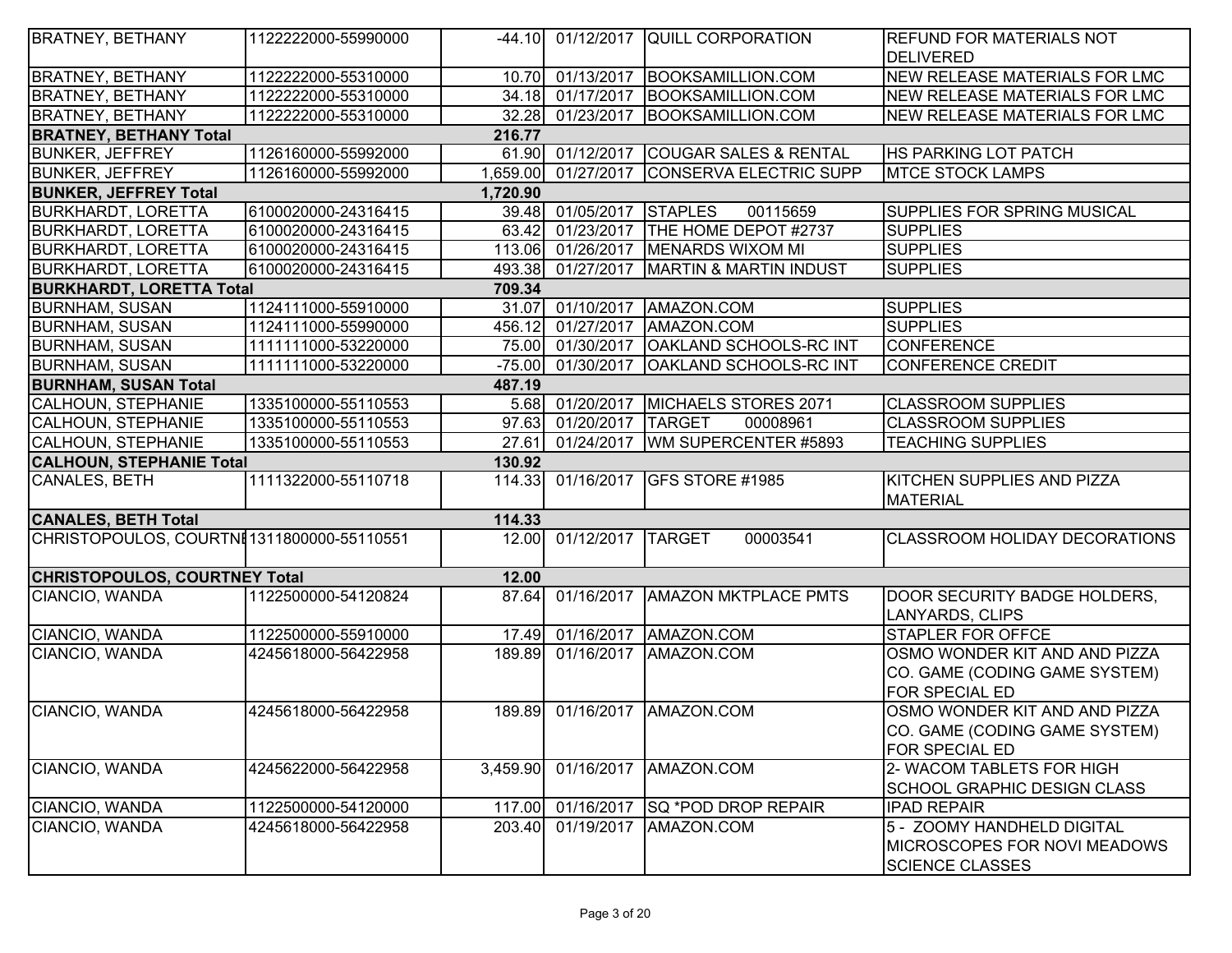| BRATNEY, BETHANY | 1122222000-55990000 | -44.10 | 01/12/2017 | QUILL CORPORATION | REFUND FOR MATERIALS NOT DELIVERED |
|---|---|---|---|---|---|
| BRATNEY, BETHANY | 1122222000-55310000 | 10.70 | 01/13/2017 | BOOKSAMILLION.COM | NEW RELEASE MATERIALS FOR LMC |
| BRATNEY, BETHANY | 1122222000-55310000 | 34.18 | 01/17/2017 | BOOKSAMILLION.COM | NEW RELEASE MATERIALS FOR LMC |
| BRATNEY, BETHANY | 1122222000-55310000 | 32.28 | 01/23/2017 | BOOKSAMILLION.COM | NEW RELEASE MATERIALS FOR LMC |
| **BRATNEY, BETHANY Total** | | **216.77** | | | |
| BUNKER, JEFFREY | 1126160000-55992000 | 61.90 | 01/12/2017 | COUGAR SALES & RENTAL | HS PARKING LOT PATCH |
| BUNKER, JEFFREY | 1126160000-55992000 | 1,659.00 | 01/27/2017 | CONSERVA ELECTRIC SUPP | MTCE STOCK LAMPS |
| **BUNKER, JEFFREY Total** | | **1,720.90** | | | |
| BURKHARDT, LORETTA | 6100020000-24316415 | 39.48 | 01/05/2017 | STAPLES 00115659 | SUPPLIES FOR SPRING MUSICAL |
| BURKHARDT, LORETTA | 6100020000-24316415 | 63.42 | 01/23/2017 | THE HOME DEPOT #2737 | SUPPLIES |
| BURKHARDT, LORETTA | 6100020000-24316415 | 113.06 | 01/26/2017 | MENARDS WIXOM MI | SUPPLIES |
| BURKHARDT, LORETTA | 6100020000-24316415 | 493.38 | 01/27/2017 | MARTIN & MARTIN INDUST | SUPPLIES |
| **BURKHARDT, LORETTA Total** | | **709.34** | | | |
| BURNHAM, SUSAN | 1124111000-55910000 | 31.07 | 01/10/2017 | AMAZON.COM | SUPPLIES |
| BURNHAM, SUSAN | 1124111000-55990000 | 456.12 | 01/27/2017 | AMAZON.COM | SUPPLIES |
| BURNHAM, SUSAN | 1111111000-53220000 | 75.00 | 01/30/2017 | OAKLAND SCHOOLS-RC INT | CONFERENCE |
| BURNHAM, SUSAN | 1111111000-53220000 | -75.00 | 01/30/2017 | OAKLAND SCHOOLS-RC INT | CONFERENCE CREDIT |
| **BURNHAM, SUSAN Total** | | **487.19** | | | |
| CALHOUN, STEPHANIE | 1335100000-55110553 | 5.68 | 01/20/2017 | MICHAELS STORES 2071 | CLASSROOM SUPPLIES |
| CALHOUN, STEPHANIE | 1335100000-55110553 | 97.63 | 01/20/2017 | TARGET 00008961 | CLASSROOM SUPPLIES |
| CALHOUN, STEPHANIE | 1335100000-55110553 | 27.61 | 01/24/2017 | WM SUPERCENTER #5893 | TEACHING SUPPLIES |
| **CALHOUN, STEPHANIE Total** | | **130.92** | | | |
| CANALES, BETH | 1111322000-55110718 | 114.33 | 01/16/2017 | GFS STORE #1985 | KITCHEN SUPPLIES AND PIZZA MATERIAL |
| **CANALES, BETH Total** | | **114.33** | | | |
| CHRISTOPOULOS, COURTNEY | 1311800000-55110551 | 12.00 | 01/12/2017 | TARGET 00003541 | CLASSROOM HOLIDAY DECORATIONS |
| **CHRISTOPOULOS, COURTNEY Total** | | **12.00** | | | |
| CIANCIO, WANDA | 1122500000-54120824 | 87.64 | 01/16/2017 | AMAZON MKTPLACE PMTS | DOOR SECURITY BADGE HOLDERS, LANYARDS, CLIPS |
| CIANCIO, WANDA | 1122500000-55910000 | 17.49 | 01/16/2017 | AMAZON.COM | STAPLER FOR OFFCE |
| CIANCIO, WANDA | 4245618000-56422958 | 189.89 | 01/16/2017 | AMAZON.COM | OSMO WONDER KIT AND AND PIZZA CO. GAME (CODING GAME SYSTEM) FOR SPECIAL ED |
| CIANCIO, WANDA | 4245618000-56422958 | 189.89 | 01/16/2017 | AMAZON.COM | OSMO WONDER KIT AND AND PIZZA CO. GAME (CODING GAME SYSTEM) FOR SPECIAL ED |
| CIANCIO, WANDA | 4245622000-56422958 | 3,459.90 | 01/16/2017 | AMAZON.COM | 2- WACOM TABLETS FOR HIGH SCHOOL GRAPHIC DESIGN CLASS |
| CIANCIO, WANDA | 1122500000-54120000 | 117.00 | 01/16/2017 | SQ *POD DROP REPAIR | IPAD REPAIR |
| CIANCIO, WANDA | 4245618000-56422958 | 203.40 | 01/19/2017 | AMAZON.COM | 5 - ZOOMY HANDHELD DIGITAL MICROSCOPES FOR NOVI MEADOWS SCIENCE CLASSES |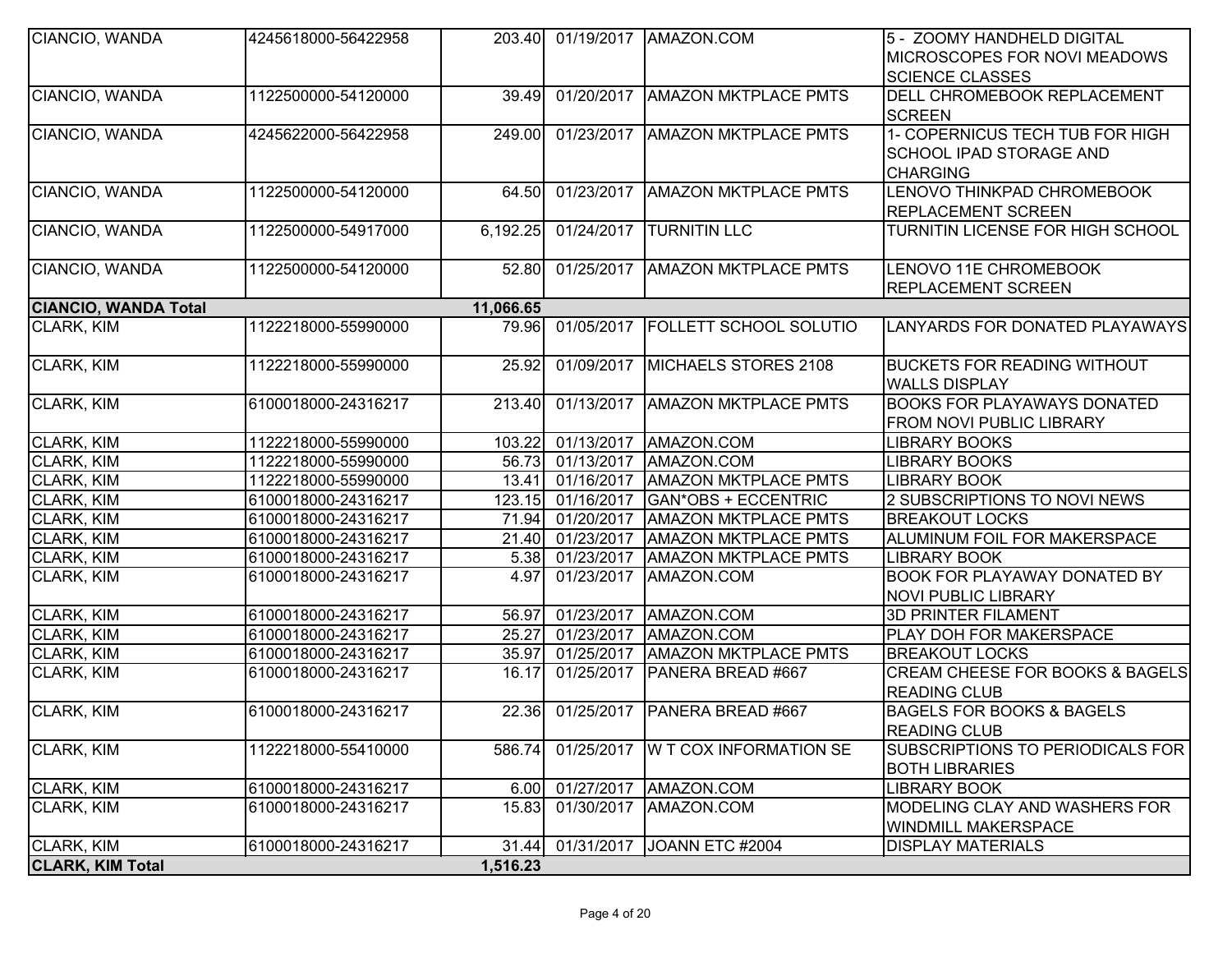| | | | | | |
|---|---|---|---|---|---|
| CIANCIO, WANDA | 4245618000-56422958 | 203.40 | 01/19/2017 | AMAZON.COM | 5 - ZOOMY HANDHELD DIGITAL MICROSCOPES FOR NOVI MEADOWS SCIENCE CLASSES |
| CIANCIO, WANDA | 1122500000-54120000 | 39.49 | 01/20/2017 | AMAZON MKTPLACE PMTS | DELL CHROMEBOOK REPLACEMENT SCREEN |
| CIANCIO, WANDA | 4245622000-56422958 | 249.00 | 01/23/2017 | AMAZON MKTPLACE PMTS | 1- COPERNICUS TECH TUB FOR HIGH SCHOOL IPAD STORAGE AND CHARGING |
| CIANCIO, WANDA | 1122500000-54120000 | 64.50 | 01/23/2017 | AMAZON MKTPLACE PMTS | LENOVO THINKPAD CHROMEBOOK REPLACEMENT SCREEN |
| CIANCIO, WANDA | 1122500000-54917000 | 6,192.25 | 01/24/2017 | TURNITIN LLC | TURNITIN LICENSE FOR HIGH SCHOOL |
| CIANCIO, WANDA | 1122500000-54120000 | 52.80 | 01/25/2017 | AMAZON MKTPLACE PMTS | LENOVO 11E CHROMEBOOK REPLACEMENT SCREEN |
| **CIANCIO, WANDA Total** | | **11,066.65** | | | |
| CLARK, KIM | 1122218000-55990000 | 79.96 | 01/05/2017 | FOLLETT SCHOOL SOLUTIO | LANYARDS FOR DONATED PLAYAWAYS |
| CLARK, KIM | 1122218000-55990000 | 25.92 | 01/09/2017 | MICHAELS STORES 2108 | BUCKETS FOR READING WITHOUT WALLS DISPLAY |
| CLARK, KIM | 6100018000-24316217 | 213.40 | 01/13/2017 | AMAZON MKTPLACE PMTS | BOOKS FOR PLAYAWAYS DONATED FROM NOVI PUBLIC LIBRARY |
| CLARK, KIM | 1122218000-55990000 | 103.22 | 01/13/2017 | AMAZON.COM | LIBRARY BOOKS |
| CLARK, KIM | 1122218000-55990000 | 56.73 | 01/13/2017 | AMAZON.COM | LIBRARY BOOKS |
| CLARK, KIM | 1122218000-55990000 | 13.41 | 01/16/2017 | AMAZON MKTPLACE PMTS | LIBRARY BOOK |
| CLARK, KIM | 6100018000-24316217 | 123.15 | 01/16/2017 | GAN*OBS + ECCENTRIC | 2 SUBSCRIPTIONS TO NOVI NEWS |
| CLARK, KIM | 6100018000-24316217 | 71.94 | 01/20/2017 | AMAZON MKTPLACE PMTS | BREAKOUT LOCKS |
| CLARK, KIM | 6100018000-24316217 | 21.40 | 01/23/2017 | AMAZON MKTPLACE PMTS | ALUMINUM FOIL FOR MAKERSPACE |
| CLARK, KIM | 6100018000-24316217 | 5.38 | 01/23/2017 | AMAZON MKTPLACE PMTS | LIBRARY BOOK |
| CLARK, KIM | 6100018000-24316217 | 4.97 | 01/23/2017 | AMAZON.COM | BOOK FOR PLAYAWAY DONATED BY NOVI PUBLIC LIBRARY |
| CLARK, KIM | 6100018000-24316217 | 56.97 | 01/23/2017 | AMAZON.COM | 3D PRINTER FILAMENT |
| CLARK, KIM | 6100018000-24316217 | 25.27 | 01/23/2017 | AMAZON.COM | PLAY DOH FOR MAKERSPACE |
| CLARK, KIM | 6100018000-24316217 | 35.97 | 01/25/2017 | AMAZON MKTPLACE PMTS | BREAKOUT LOCKS |
| CLARK, KIM | 6100018000-24316217 | 16.17 | 01/25/2017 | PANERA BREAD #667 | CREAM CHEESE FOR BOOKS & BAGELS READING CLUB |
| CLARK, KIM | 6100018000-24316217 | 22.36 | 01/25/2017 | PANERA BREAD #667 | BAGELS FOR BOOKS & BAGELS READING CLUB |
| CLARK, KIM | 1122218000-55410000 | 586.74 | 01/25/2017 | W T COX INFORMATION SE | SUBSCRIPTIONS TO PERIODICALS FOR BOTH LIBRARIES |
| CLARK, KIM | 6100018000-24316217 | 6.00 | 01/27/2017 | AMAZON.COM | LIBRARY BOOK |
| CLARK, KIM | 6100018000-24316217 | 15.83 | 01/30/2017 | AMAZON.COM | MODELING CLAY AND WASHERS FOR WINDMILL MAKERSPACE |
| CLARK, KIM | 6100018000-24316217 | 31.44 | 01/31/2017 | JOANN ETC #2004 | DISPLAY MATERIALS |
| **CLARK, KIM Total** | | **1,516.23** | | | |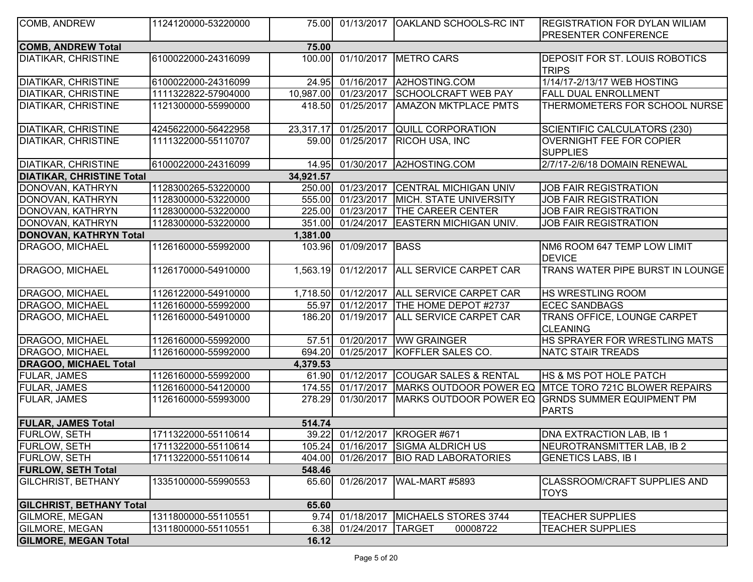| | | | | | |
|---|---|---|---|---|---|
| COMB, ANDREW | 1124120000-53220000 | 75.00 | 01/13/2017 | OAKLAND SCHOOLS-RC INT | REGISTRATION FOR DYLAN WILIAM PRESENTER CONFERENCE |
| **COMB, ANDREW Total** | | **75.00** | | | |
| DIATIKAR, CHRISTINE | 6100022000-24316099 | 100.00 | 01/10/2017 | METRO CARS | DEPOSIT FOR ST. LOUIS ROBOTICS TRIPS |
| DIATIKAR, CHRISTINE | 6100022000-24316099 | 24.95 | 01/16/2017 | A2HOSTING.COM | 1/14/17-2/13/17 WEB HOSTING |
| DIATIKAR, CHRISTINE | 1111322822-57904000 | 10,987.00 | 01/23/2017 | SCHOOLCRAFT WEB PAY | FALL DUAL ENROLLMENT |
| DIATIKAR, CHRISTINE | 1121300000-55990000 | 418.50 | 01/25/2017 | AMAZON MKTPLACE PMTS | THERMOMETERS FOR SCHOOL NURSE |
| DIATIKAR, CHRISTINE | 4245622000-56422958 | 23,317.17 | 01/25/2017 | QUILL CORPORATION | SCIENTIFIC CALCULATORS (230) |
| DIATIKAR, CHRISTINE | 1111322000-55110707 | 59.00 | 01/25/2017 | RICOH USA, INC | OVERNIGHT FEE FOR COPIER SUPPLIES |
| DIATIKAR, CHRISTINE | 6100022000-24316099 | 14.95 | 01/30/2017 | A2HOSTING.COM | 2/7/17-2/6/18 DOMAIN RENEWAL |
| **DIATIKAR, CHRISTINE Total** | | **34,921.57** | | | |
| DONOVAN, KATHRYN | 1128300265-53220000 | 250.00 | 01/23/2017 | CENTRAL MICHIGAN UNIV | JOB FAIR REGISTRATION |
| DONOVAN, KATHRYN | 1128300000-53220000 | 555.00 | 01/23/2017 | MICH. STATE UNIVERSITY | JOB FAIR REGISTRATION |
| DONOVAN, KATHRYN | 1128300000-53220000 | 225.00 | 01/23/2017 | THE CAREER CENTER | JOB FAIR REGISTRATION |
| DONOVAN, KATHRYN | 1128300000-53220000 | 351.00 | 01/24/2017 | EASTERN MICHIGAN UNIV. | JOB FAIR REGISTRATION |
| **DONOVAN, KATHRYN Total** | | **1,381.00** | | | |
| DRAGOO, MICHAEL | 1126160000-55992000 | 103.96 | 01/09/2017 | BASS | NM6 ROOM 647 TEMP LOW LIMIT DEVICE |
| DRAGOO, MICHAEL | 1126170000-54910000 | 1,563.19 | 01/12/2017 | ALL SERVICE CARPET CAR | TRANS WATER PIPE BURST IN LOUNGE |
| DRAGOO, MICHAEL | 1126122000-54910000 | 1,718.50 | 01/12/2017 | ALL SERVICE CARPET CAR | HS WRESTLING ROOM |
| DRAGOO, MICHAEL | 1126160000-55992000 | 55.97 | 01/12/2017 | THE HOME DEPOT #2737 | ECEC SANDBAGS |
| DRAGOO, MICHAEL | 1126160000-54910000 | 186.20 | 01/19/2017 | ALL SERVICE CARPET CAR | TRANS OFFICE, LOUNGE CARPET CLEANING |
| DRAGOO, MICHAEL | 1126160000-55992000 | 57.51 | 01/20/2017 | WW GRAINGER | HS SPRAYER FOR WRESTLING MATS |
| DRAGOO, MICHAEL | 1126160000-55992000 | 694.20 | 01/25/2017 | KOFFLER SALES CO. | NATC STAIR TREADS |
| **DRAGOO, MICHAEL Total** | | **4,379.53** | | | |
| FULAR, JAMES | 1126160000-55992000 | 61.90 | 01/12/2017 | COUGAR SALES & RENTAL | HS & MS POT HOLE PATCH |
| FULAR, JAMES | 1126160000-54120000 | 174.55 | 01/17/2017 | MARKS OUTDOOR POWER EQ | MTCE TORO 721C BLOWER REPAIRS |
| FULAR, JAMES | 1126160000-55993000 | 278.29 | 01/30/2017 | MARKS OUTDOOR POWER EQ | GRNDS SUMMER EQUIPMENT PM PARTS |
| **FULAR, JAMES Total** | | **514.74** | | | |
| FURLOW, SETH | 1711322000-55110614 | 39.22 | 01/12/2017 | KROGER #671 | DNA EXTRACTION LAB, IB 1 |
| FURLOW, SETH | 1711322000-55110614 | 105.24 | 01/16/2017 | SIGMA ALDRICH US | NEUROTRANSMITTER LAB, IB 2 |
| FURLOW, SETH | 1711322000-55110614 | 404.00 | 01/26/2017 | BIO RAD LABORATORIES | GENETICS LABS, IB I |
| **FURLOW, SETH Total** | | **548.46** | | | |
| GILCHRIST, BETHANY | 1335100000-55990553 | 65.60 | 01/26/2017 | WAL-MART #5893 | CLASSROOM/CRAFT SUPPLIES AND TOYS |
| **GILCHRIST, BETHANY Total** | | **65.60** | | | |
| GILMORE, MEGAN | 1311800000-55110551 | 9.74 | 01/18/2017 | MICHAELS STORES 3744 | TEACHER SUPPLIES |
| GILMORE, MEGAN | 1311800000-55110551 | 6.38 | 01/24/2017 | TARGET 00008722 | TEACHER SUPPLIES |
| **GILMORE, MEGAN Total** | | **16.12** | | | |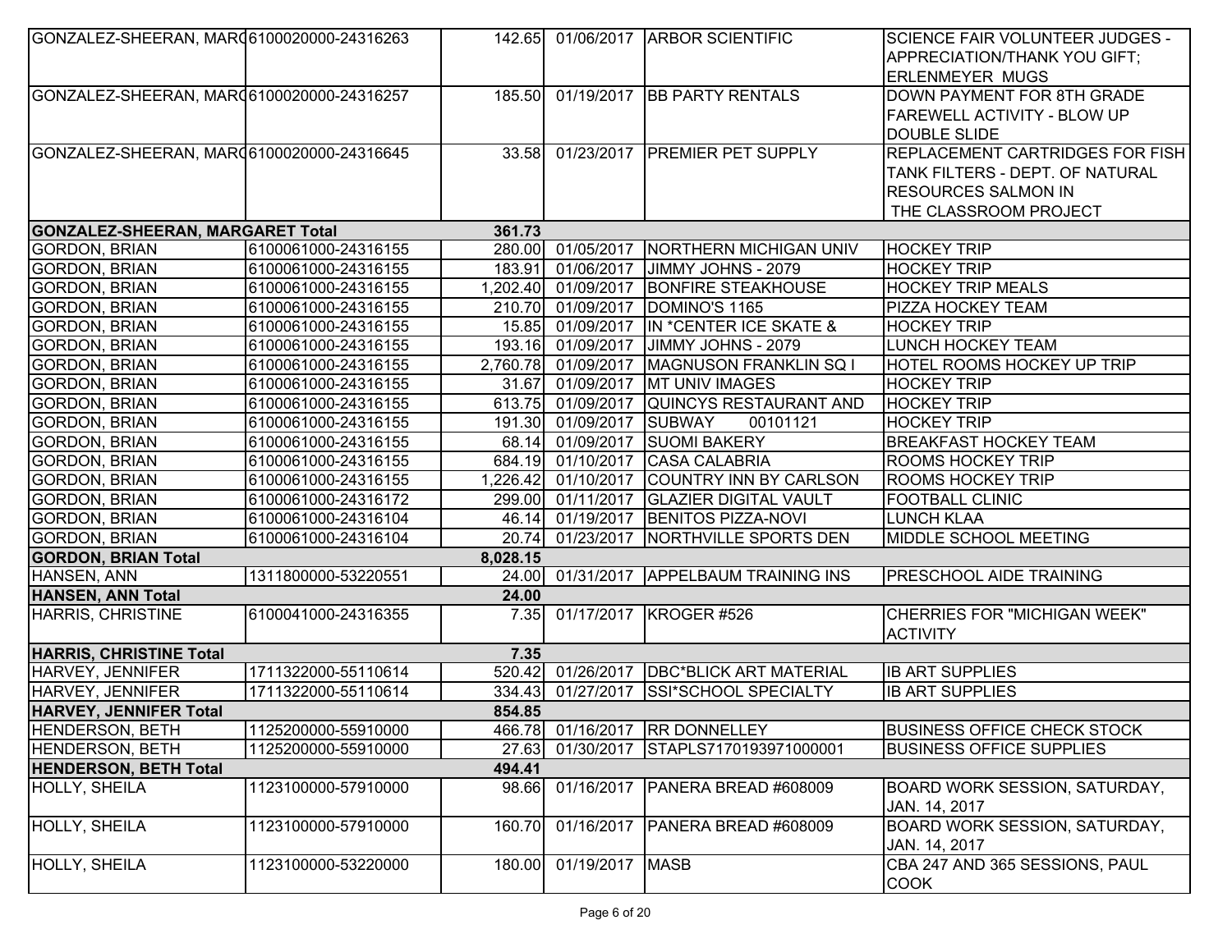| | | | | | |
|---|---|---|---|---|---|
| GONZALEZ-SHEERAN, MARG | 6100020000-24316263 | 142.65 | 01/06/2017 | ARBOR SCIENTIFIC | SCIENCE FAIR VOLUNTEER JUDGES - APPRECIATION/THANK YOU GIFT; ERLENMEYER MUGS |
| GONZALEZ-SHEERAN, MARG | 6100020000-24316257 | 185.50 | 01/19/2017 | BB PARTY RENTALS | DOWN PAYMENT FOR 8TH GRADE FAREWELL ACTIVITY - BLOW UP DOUBLE SLIDE |
| GONZALEZ-SHEERAN, MARG | 6100020000-24316645 | 33.58 | 01/23/2017 | PREMIER PET SUPPLY | REPLACEMENT CARTRIDGES FOR FISH TANK FILTERS - DEPT. OF NATURAL RESOURCES SALMON IN THE CLASSROOM PROJECT |
| **GONZALEZ-SHEERAN, MARGARET Total** | | **361.73** | | | |
| GORDON, BRIAN | 6100061000-24316155 | 280.00 | 01/05/2017 | NORTHERN MICHIGAN UNIV | HOCKEY TRIP |
| GORDON, BRIAN | 6100061000-24316155 | 183.91 | 01/06/2017 | JIMMY JOHNS - 2079 | HOCKEY TRIP |
| GORDON, BRIAN | 6100061000-24316155 | 1,202.40 | 01/09/2017 | BONFIRE STEAKHOUSE | HOCKEY TRIP MEALS |
| GORDON, BRIAN | 6100061000-24316155 | 210.70 | 01/09/2017 | DOMINO'S 1165 | PIZZA HOCKEY TEAM |
| GORDON, BRIAN | 6100061000-24316155 | 15.85 | 01/09/2017 | IN *CENTER ICE SKATE & | HOCKEY TRIP |
| GORDON, BRIAN | 6100061000-24316155 | 193.16 | 01/09/2017 | JIMMY JOHNS - 2079 | LUNCH HOCKEY TEAM |
| GORDON, BRIAN | 6100061000-24316155 | 2,760.78 | 01/09/2017 | MAGNUSON FRANKLIN SQ I | HOTEL ROOMS HOCKEY UP TRIP |
| GORDON, BRIAN | 6100061000-24316155 | 31.67 | 01/09/2017 | MT UNIV IMAGES | HOCKEY TRIP |
| GORDON, BRIAN | 6100061000-24316155 | 613.75 | 01/09/2017 | QUINCYS RESTAURANT AND | HOCKEY TRIP |
| GORDON, BRIAN | 6100061000-24316155 | 191.30 | 01/09/2017 | SUBWAY 00101121 | HOCKEY TRIP |
| GORDON, BRIAN | 6100061000-24316155 | 68.14 | 01/09/2017 | SUOMI BAKERY | BREAKFAST HOCKEY TEAM |
| GORDON, BRIAN | 6100061000-24316155 | 684.19 | 01/10/2017 | CASA CALABRIA | ROOMS HOCKEY TRIP |
| GORDON, BRIAN | 6100061000-24316155 | 1,226.42 | 01/10/2017 | COUNTRY INN BY CARLSON | ROOMS HOCKEY TRIP |
| GORDON, BRIAN | 6100061000-24316172 | 299.00 | 01/11/2017 | GLAZIER DIGITAL VAULT | FOOTBALL CLINIC |
| GORDON, BRIAN | 6100061000-24316104 | 46.14 | 01/19/2017 | BENITOS PIZZA-NOVI | LUNCH KLAA |
| GORDON, BRIAN | 6100061000-24316104 | 20.74 | 01/23/2017 | NORTHVILLE SPORTS DEN | MIDDLE SCHOOL MEETING |
| **GORDON, BRIAN Total** | | **8,028.15** | | | |
| HANSEN, ANN | 1311800000-53220551 | 24.00 | 01/31/2017 | APPELBAUM TRAINING INS | PRESCHOOL AIDE TRAINING |
| **HANSEN, ANN Total** | | **24.00** | | | |
| HARRIS, CHRISTINE | 6100041000-24316355 | 7.35 | 01/17/2017 | KROGER #526 | CHERRIES FOR "MICHIGAN WEEK" ACTIVITY |
| **HARRIS, CHRISTINE Total** | | **7.35** | | | |
| HARVEY, JENNIFER | 1711322000-55110614 | 520.42 | 01/26/2017 | DBC*BLICK ART MATERIAL | IB ART SUPPLIES |
| HARVEY, JENNIFER | 1711322000-55110614 | 334.43 | 01/27/2017 | SSI*SCHOOL SPECIALTY | IB ART SUPPLIES |
| **HARVEY, JENNIFER Total** | | **854.85** | | | |
| HENDERSON, BETH | 1125200000-55910000 | 466.78 | 01/16/2017 | RR DONNELLEY | BUSINESS OFFICE CHECK STOCK |
| HENDERSON, BETH | 1125200000-55910000 | 27.63 | 01/30/2017 | STAPLS7170193971000001 | BUSINESS OFFICE SUPPLIES |
| **HENDERSON, BETH Total** | | **494.41** | | | |
| HOLLY, SHEILA | 1123100000-57910000 | 98.66 | 01/16/2017 | PANERA BREAD #608009 | BOARD WORK SESSION, SATURDAY, JAN. 14, 2017 |
| HOLLY, SHEILA | 1123100000-57910000 | 160.70 | 01/16/2017 | PANERA BREAD #608009 | BOARD WORK SESSION, SATURDAY, JAN. 14, 2017 |
| HOLLY, SHEILA | 1123100000-53220000 | 180.00 | 01/19/2017 | MASB | CBA 247 AND 365 SESSIONS, PAUL COOK |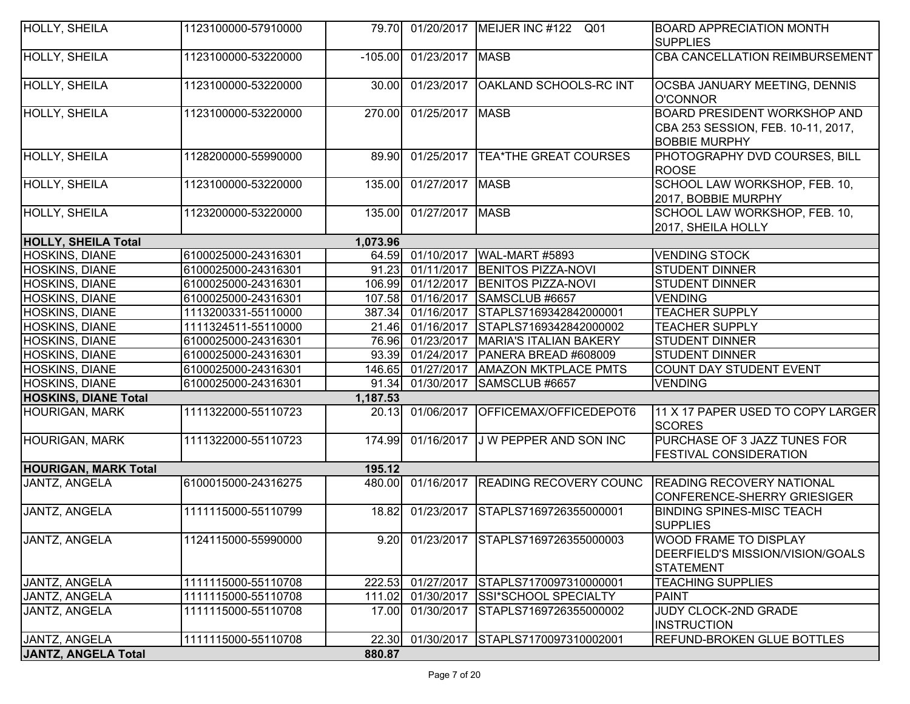| | | | | | |
|---|---|---|---|---|---|
| HOLLY, SHEILA | 1123100000-57910000 | 79.70 | 01/20/2017 | MEIJER INC #122 Q01 | BOARD APPRECIATION MONTH SUPPLIES |
| HOLLY, SHEILA | 1123100000-53220000 | -105.00 | 01/23/2017 | MASB | CBA CANCELLATION REIMBURSEMENT |
| HOLLY, SHEILA | 1123100000-53220000 | 30.00 | 01/23/2017 | OAKLAND SCHOOLS-RC INT | OCSBA JANUARY MEETING, DENNIS O'CONNOR |
| HOLLY, SHEILA | 1123100000-53220000 | 270.00 | 01/25/2017 | MASB | BOARD PRESIDENT WORKSHOP AND CBA 253 SESSION, FEB. 10-11, 2017, BOBBIE MURPHY |
| HOLLY, SHEILA | 1128200000-55990000 | 89.90 | 01/25/2017 | TEA*THE GREAT COURSES | PHOTOGRAPHY DVD COURSES, BILL ROOSE |
| HOLLY, SHEILA | 1123100000-53220000 | 135.00 | 01/27/2017 | MASB | SCHOOL LAW WORKSHOP, FEB. 10, 2017, BOBBIE MURPHY |
| HOLLY, SHEILA | 1123200000-53220000 | 135.00 | 01/27/2017 | MASB | SCHOOL LAW WORKSHOP, FEB. 10, 2017, SHEILA HOLLY |
| **HOLLY, SHEILA Total** | | **1,073.96** | | | |
| HOSKINS, DIANE | 6100025000-24316301 | 64.59 | 01/10/2017 | WAL-MART #5893 | VENDING STOCK |
| HOSKINS, DIANE | 6100025000-24316301 | 91.23 | 01/11/2017 | BENITOS PIZZA-NOVI | STUDENT DINNER |
| HOSKINS, DIANE | 6100025000-24316301 | 106.99 | 01/12/2017 | BENITOS PIZZA-NOVI | STUDENT DINNER |
| HOSKINS, DIANE | 6100025000-24316301 | 107.58 | 01/16/2017 | SAMSCLUB #6657 | VENDING |
| HOSKINS, DIANE | 1113200331-55110000 | 387.34 | 01/16/2017 | STAPLS7169342842000001 | TEACHER SUPPLY |
| HOSKINS, DIANE | 1111324511-55110000 | 21.46 | 01/16/2017 | STAPLS7169342842000002 | TEACHER SUPPLY |
| HOSKINS, DIANE | 6100025000-24316301 | 76.96 | 01/23/2017 | MARIA'S ITALIAN BAKERY | STUDENT DINNER |
| HOSKINS, DIANE | 6100025000-24316301 | 93.39 | 01/24/2017 | PANERA BREAD #608009 | STUDENT DINNER |
| HOSKINS, DIANE | 6100025000-24316301 | 146.65 | 01/27/2017 | AMAZON MKTPLACE PMTS | COUNT DAY STUDENT EVENT |
| HOSKINS, DIANE | 6100025000-24316301 | 91.34 | 01/30/2017 | SAMSCLUB #6657 | VENDING |
| **HOSKINS, DIANE Total** | | **1,187.53** | | | |
| HOURIGAN, MARK | 1111322000-55110723 | 20.13 | 01/06/2017 | OFFICEMAX/OFFICEDEPOT6 | 11 X 17 PAPER USED TO COPY LARGER SCORES |
| HOURIGAN, MARK | 1111322000-55110723 | 174.99 | 01/16/2017 | J W PEPPER AND SON INC | PURCHASE OF 3 JAZZ TUNES FOR FESTIVAL CONSIDERATION |
| **HOURIGAN, MARK Total** | | **195.12** | | | |
| JANTZ, ANGELA | 6100015000-24316275 | 480.00 | 01/16/2017 | READING RECOVERY COUNC | READING RECOVERY NATIONAL CONFERENCE-SHERRY GRIESIGER |
| JANTZ, ANGELA | 1111115000-55110799 | 18.82 | 01/23/2017 | STAPLS7169726355000001 | BINDING SPINES-MISC TEACH SUPPLIES |
| JANTZ, ANGELA | 1124115000-55990000 | 9.20 | 01/23/2017 | STAPLS7169726355000003 | WOOD FRAME TO DISPLAY DEERFIELD'S MISSION/VISION/GOALS STATEMENT |
| JANTZ, ANGELA | 1111115000-55110708 | 222.53 | 01/27/2017 | STAPLS7170097310000001 | TEACHING SUPPLIES |
| JANTZ, ANGELA | 1111115000-55110708 | 111.02 | 01/30/2017 | SSI*SCHOOL SPECIALTY | PAINT |
| JANTZ, ANGELA | 1111115000-55110708 | 17.00 | 01/30/2017 | STAPLS7169726355000002 | JUDY CLOCK-2ND GRADE INSTRUCTION |
| JANTZ, ANGELA | 1111115000-55110708 | 22.30 | 01/30/2017 | STAPLS7170097310002001 | REFUND-BROKEN GLUE BOTTLES |
| **JANTZ, ANGELA Total** | | **880.87** | | | |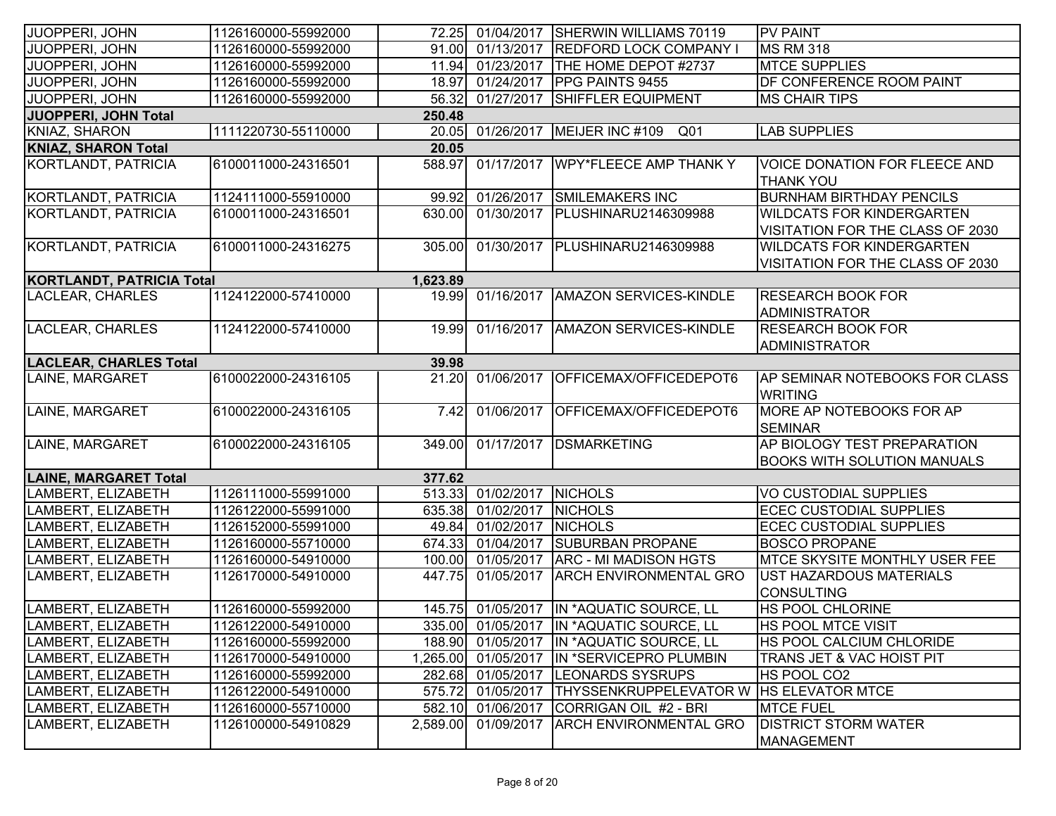| | | | | | |
|---|---|---|---|---|---|
| JUOPPERI, JOHN | 1126160000-55992000 | 72.25 | 01/04/2017 | SHERWIN WILLIAMS 70119 | PV PAINT |
| JUOPPERI, JOHN | 1126160000-55992000 | 91.00 | 01/13/2017 | REDFORD LOCK COMPANY I | MS RM 318 |
| JUOPPERI, JOHN | 1126160000-55992000 | 11.94 | 01/23/2017 | THE HOME DEPOT #2737 | MTCE SUPPLIES |
| JUOPPERI, JOHN | 1126160000-55992000 | 18.97 | 01/24/2017 | PPG PAINTS 9455 | DF CONFERENCE ROOM PAINT |
| JUOPPERI, JOHN | 1126160000-55992000 | 56.32 | 01/27/2017 | SHIFFLER EQUIPMENT | MS CHAIR TIPS |
| **JUOPPERI, JOHN Total** | | **250.48** | | | |
| KNIAZ, SHARON | 1111220730-55110000 | 20.05 | 01/26/2017 | MEIJER INC #109 Q01 | LAB SUPPLIES |
| **KNIAZ, SHARON Total** | | **20.05** | | | |
| KORTLANDT, PATRICIA | 6100011000-24316501 | 588.97 | 01/17/2017 | WPY*FLEECE AMP THANK Y | VOICE DONATION FOR FLEECE AND THANK YOU |
| KORTLANDT, PATRICIA | 1124111000-55910000 | 99.92 | 01/26/2017 | SMILEMAKERS INC | BURNHAM BIRTHDAY PENCILS |
| KORTLANDT, PATRICIA | 6100011000-24316501 | 630.00 | 01/30/2017 | PLUSHINARU2146309988 | WILDCATS FOR KINDERGARTEN VISITATION FOR THE CLASS OF 2030 |
| KORTLANDT, PATRICIA | 6100011000-24316275 | 305.00 | 01/30/2017 | PLUSHINARU2146309988 | WILDCATS FOR KINDERGARTEN VISITATION FOR THE CLASS OF 2030 |
| **KORTLANDT, PATRICIA Total** | | **1,623.89** | | | |
| LACLEAR, CHARLES | 1124122000-57410000 | 19.99 | 01/16/2017 | AMAZON SERVICES-KINDLE | RESEARCH BOOK FOR ADMINISTRATOR |
| LACLEAR, CHARLES | 1124122000-57410000 | 19.99 | 01/16/2017 | AMAZON SERVICES-KINDLE | RESEARCH BOOK FOR ADMINISTRATOR |
| **LACLEAR, CHARLES Total** | | **39.98** | | | |
| LAINE, MARGARET | 6100022000-24316105 | 21.20 | 01/06/2017 | OFFICEMAX/OFFICEDEPOT6 | AP SEMINAR NOTEBOOKS FOR CLASS WRITING |
| LAINE, MARGARET | 6100022000-24316105 | 7.42 | 01/06/2017 | OFFICEMAX/OFFICEDEPOT6 | MORE AP NOTEBOOKS FOR AP SEMINAR |
| LAINE, MARGARET | 6100022000-24316105 | 349.00 | 01/17/2017 | DSMARKETING | AP BIOLOGY TEST PREPARATION BOOKS WITH SOLUTION MANUALS |
| **LAINE, MARGARET Total** | | **377.62** | | | |
| LAMBERT, ELIZABETH | 1126111000-55991000 | 513.33 | 01/02/2017 | NICHOLS | VO CUSTODIAL SUPPLIES |
| LAMBERT, ELIZABETH | 1126122000-55991000 | 635.38 | 01/02/2017 | NICHOLS | ECEC CUSTODIAL SUPPLIES |
| LAMBERT, ELIZABETH | 1126152000-55991000 | 49.84 | 01/02/2017 | NICHOLS | ECEC CUSTODIAL SUPPLIES |
| LAMBERT, ELIZABETH | 1126160000-55710000 | 674.33 | 01/04/2017 | SUBURBAN PROPANE | BOSCO PROPANE |
| LAMBERT, ELIZABETH | 1126160000-54910000 | 100.00 | 01/05/2017 | ARC - MI MADISON HGTS | MTCE SKYSITE MONTHLY USER FEE |
| LAMBERT, ELIZABETH | 1126170000-54910000 | 447.75 | 01/05/2017 | ARCH ENVIRONMENTAL GRO | UST HAZARDOUS MATERIALS CONSULTING |
| LAMBERT, ELIZABETH | 1126160000-55992000 | 145.75 | 01/05/2017 | IN *AQUATIC SOURCE, LL | HS POOL CHLORINE |
| LAMBERT, ELIZABETH | 1126122000-54910000 | 335.00 | 01/05/2017 | IN *AQUATIC SOURCE, LL | HS POOL MTCE VISIT |
| LAMBERT, ELIZABETH | 1126160000-55992000 | 188.90 | 01/05/2017 | IN *AQUATIC SOURCE, LL | HS POOL CALCIUM CHLORIDE |
| LAMBERT, ELIZABETH | 1126170000-54910000 | 1,265.00 | 01/05/2017 | IN *SERVICEPRO PLUMBIN | TRANS JET & VAC HOIST PIT |
| LAMBERT, ELIZABETH | 1126160000-55992000 | 282.68 | 01/05/2017 | LEONARDS SYSRUPS | HS POOL CO2 |
| LAMBERT, ELIZABETH | 1126122000-54910000 | 575.72 | 01/05/2017 | THYSSENKRUPPELEVATOR W | HS ELEVATOR MTCE |
| LAMBERT, ELIZABETH | 1126160000-55710000 | 582.10 | 01/06/2017 | CORRIGAN OIL #2 - BRI | MTCE FUEL |
| LAMBERT, ELIZABETH | 1126100000-54910829 | 2,589.00 | 01/09/2017 | ARCH ENVIRONMENTAL GRO | DISTRICT STORM WATER MANAGEMENT |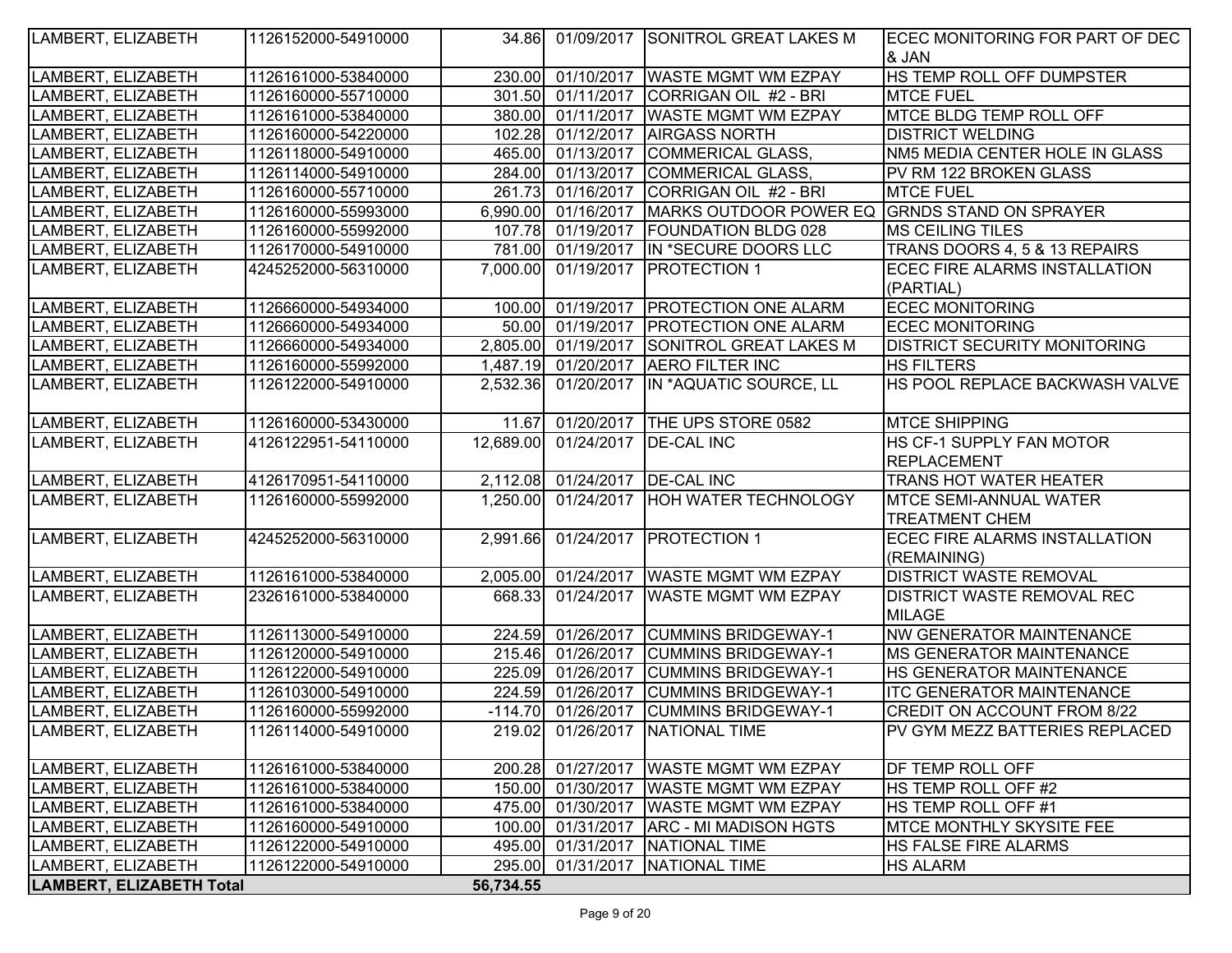| | | | | | |
|---|---|---|---|---|---|
| LAMBERT, ELIZABETH | 1126152000-54910000 | 34.86 | 01/09/2017 | SONITROL GREAT LAKES M | ECEC MONITORING FOR PART OF DEC & JAN |
| LAMBERT, ELIZABETH | 1126161000-53840000 | 230.00 | 01/10/2017 | WASTE MGMT WM EZPAY | HS TEMP ROLL OFF DUMPSTER |
| LAMBERT, ELIZABETH | 1126160000-55710000 | 301.50 | 01/11/2017 | CORRIGAN OIL #2 - BRI | MTCE FUEL |
| LAMBERT, ELIZABETH | 1126161000-53840000 | 380.00 | 01/11/2017 | WASTE MGMT WM EZPAY | MTCE BLDG TEMP ROLL OFF |
| LAMBERT, ELIZABETH | 1126160000-54220000 | 102.28 | 01/12/2017 | AIRGASS NORTH | DISTRICT WELDING |
| LAMBERT, ELIZABETH | 1126118000-54910000 | 465.00 | 01/13/2017 | COMMERICAL GLASS, | NM5 MEDIA CENTER HOLE IN GLASS |
| LAMBERT, ELIZABETH | 1126114000-54910000 | 284.00 | 01/13/2017 | COMMERICAL GLASS, | PV RM 122 BROKEN GLASS |
| LAMBERT, ELIZABETH | 1126160000-55710000 | 261.73 | 01/16/2017 | CORRIGAN OIL #2 - BRI | MTCE FUEL |
| LAMBERT, ELIZABETH | 1126160000-55993000 | 6,990.00 | 01/16/2017 | MARKS OUTDOOR POWER EQ | GRNDS STAND ON SPRAYER |
| LAMBERT, ELIZABETH | 1126160000-55992000 | 107.78 | 01/19/2017 | FOUNDATION BLDG 028 | MS CEILING TILES |
| LAMBERT, ELIZABETH | 1126170000-54910000 | 781.00 | 01/19/2017 | IN *SECURE DOORS LLC | TRANS DOORS 4, 5 & 13 REPAIRS |
| LAMBERT, ELIZABETH | 4245252000-56310000 | 7,000.00 | 01/19/2017 | PROTECTION 1 | ECEC FIRE ALARMS INSTALLATION (PARTIAL) |
| LAMBERT, ELIZABETH | 1126660000-54934000 | 100.00 | 01/19/2017 | PROTECTION ONE ALARM | ECEC MONITORING |
| LAMBERT, ELIZABETH | 1126660000-54934000 | 50.00 | 01/19/2017 | PROTECTION ONE ALARM | ECEC MONITORING |
| LAMBERT, ELIZABETH | 1126660000-54934000 | 2,805.00 | 01/19/2017 | SONITROL GREAT LAKES M | DISTRICT SECURITY MONITORING |
| LAMBERT, ELIZABETH | 1126160000-55992000 | 1,487.19 | 01/20/2017 | AERO FILTER INC | HS FILTERS |
| LAMBERT, ELIZABETH | 1126122000-54910000 | 2,532.36 | 01/20/2017 | IN *AQUATIC SOURCE, LL | HS POOL REPLACE BACKWASH VALVE |
| LAMBERT, ELIZABETH | 1126160000-53430000 | 11.67 | 01/20/2017 | THE UPS STORE 0582 | MTCE SHIPPING |
| LAMBERT, ELIZABETH | 4126122951-54110000 | 12,689.00 | 01/24/2017 | DE-CAL INC | HS CF-1 SUPPLY FAN MOTOR REPLACEMENT |
| LAMBERT, ELIZABETH | 4126170951-54110000 | 2,112.08 | 01/24/2017 | DE-CAL INC | TRANS HOT WATER HEATER |
| LAMBERT, ELIZABETH | 1126160000-55992000 | 1,250.00 | 01/24/2017 | HOH WATER TECHNOLOGY | MTCE SEMI-ANNUAL WATER TREATMENT CHEM |
| LAMBERT, ELIZABETH | 4245252000-56310000 | 2,991.66 | 01/24/2017 | PROTECTION 1 | ECEC FIRE ALARMS INSTALLATION (REMAINING) |
| LAMBERT, ELIZABETH | 1126161000-53840000 | 2,005.00 | 01/24/2017 | WASTE MGMT WM EZPAY | DISTRICT WASTE REMOVAL |
| LAMBERT, ELIZABETH | 2326161000-53840000 | 668.33 | 01/24/2017 | WASTE MGMT WM EZPAY | DISTRICT WASTE REMOVAL REC MILAGE |
| LAMBERT, ELIZABETH | 1126113000-54910000 | 224.59 | 01/26/2017 | CUMMINS BRIDGEWAY-1 | NW GENERATOR MAINTENANCE |
| LAMBERT, ELIZABETH | 1126120000-54910000 | 215.46 | 01/26/2017 | CUMMINS BRIDGEWAY-1 | MS GENERATOR MAINTENANCE |
| LAMBERT, ELIZABETH | 1126122000-54910000 | 225.09 | 01/26/2017 | CUMMINS BRIDGEWAY-1 | HS GENERATOR MAINTENANCE |
| LAMBERT, ELIZABETH | 1126103000-54910000 | 224.59 | 01/26/2017 | CUMMINS BRIDGEWAY-1 | ITC GENERATOR MAINTENANCE |
| LAMBERT, ELIZABETH | 1126160000-55992000 | -114.70 | 01/26/2017 | CUMMINS BRIDGEWAY-1 | CREDIT ON ACCOUNT FROM 8/22 |
| LAMBERT, ELIZABETH | 1126114000-54910000 | 219.02 | 01/26/2017 | NATIONAL TIME | PV GYM MEZZ BATTERIES REPLACED |
| LAMBERT, ELIZABETH | 1126161000-53840000 | 200.28 | 01/27/2017 | WASTE MGMT WM EZPAY | DF TEMP ROLL OFF |
| LAMBERT, ELIZABETH | 1126161000-53840000 | 150.00 | 01/30/2017 | WASTE MGMT WM EZPAY | HS TEMP ROLL OFF #2 |
| LAMBERT, ELIZABETH | 1126161000-53840000 | 475.00 | 01/30/2017 | WASTE MGMT WM EZPAY | HS TEMP ROLL OFF #1 |
| LAMBERT, ELIZABETH | 1126160000-54910000 | 100.00 | 01/31/2017 | ARC - MI MADISON HGTS | MTCE MONTHLY SKYSITE FEE |
| LAMBERT, ELIZABETH | 1126122000-54910000 | 495.00 | 01/31/2017 | NATIONAL TIME | HS FALSE FIRE ALARMS |
| LAMBERT, ELIZABETH | 1126122000-54910000 | 295.00 | 01/31/2017 | NATIONAL TIME | HS ALARM |
| **LAMBERT, ELIZABETH Total** | | **56,734.55** | | | |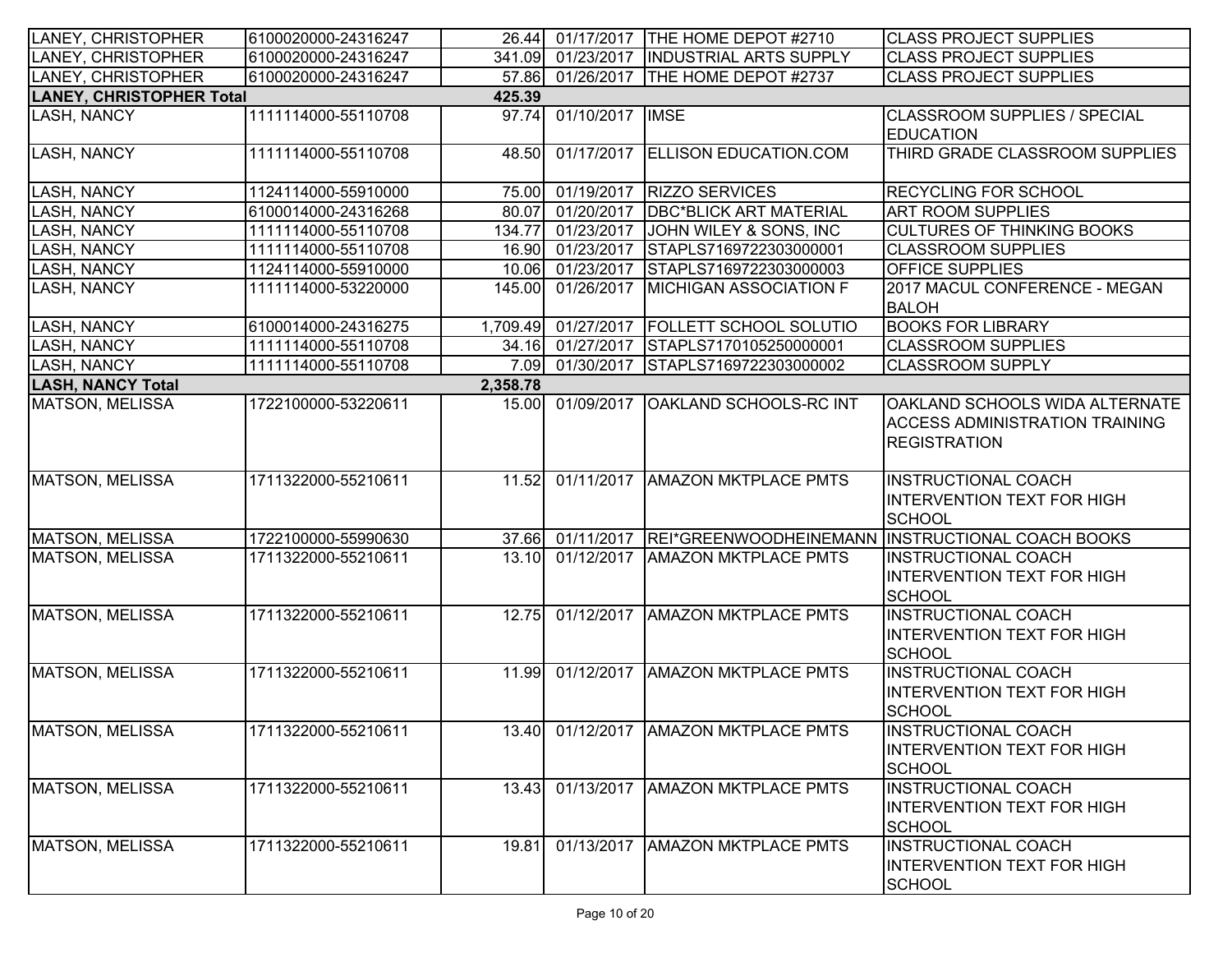| | | | | | |
|---|---|---|---|---|---|
| LANEY, CHRISTOPHER | 6100020000-24316247 | 26.44 | 01/17/2017 | THE HOME DEPOT #2710 | CLASS PROJECT SUPPLIES |
| LANEY, CHRISTOPHER | 6100020000-24316247 | 341.09 | 01/23/2017 | INDUSTRIAL ARTS SUPPLY | CLASS PROJECT SUPPLIES |
| LANEY, CHRISTOPHER | 6100020000-24316247 | 57.86 | 01/26/2017 | THE HOME DEPOT #2737 | CLASS PROJECT SUPPLIES |
| **LANEY, CHRISTOPHER Total** | | **425.39** | | | |
| LASH, NANCY | 1111114000-55110708 | 97.74 | 01/10/2017 | IMSE | CLASSROOM SUPPLIES / SPECIAL EDUCATION |
| LASH, NANCY | 1111114000-55110708 | 48.50 | 01/17/2017 | ELLISON EDUCATION.COM | THIRD GRADE CLASSROOM SUPPLIES |
| LASH, NANCY | 1124114000-55910000 | 75.00 | 01/19/2017 | RIZZO SERVICES | RECYCLING FOR SCHOOL |
| LASH, NANCY | 6100014000-24316268 | 80.07 | 01/20/2017 | DBC*BLICK ART MATERIAL | ART ROOM SUPPLIES |
| LASH, NANCY | 1111114000-55110708 | 134.77 | 01/23/2017 | JOHN WILEY & SONS, INC | CULTURES OF THINKING BOOKS |
| LASH, NANCY | 1111114000-55110708 | 16.90 | 01/23/2017 | STAPLS7169722303000001 | CLASSROOM SUPPLIES |
| LASH, NANCY | 1124114000-55910000 | 10.06 | 01/23/2017 | STAPLS7169722303000003 | OFFICE SUPPLIES |
| LASH, NANCY | 1111114000-53220000 | 145.00 | 01/26/2017 | MICHIGAN ASSOCIATION F | 2017 MACUL CONFERENCE - MEGAN BALOH |
| LASH, NANCY | 6100014000-24316275 | 1,709.49 | 01/27/2017 | FOLLETT SCHOOL SOLUTIO | BOOKS FOR LIBRARY |
| LASH, NANCY | 1111114000-55110708 | 34.16 | 01/27/2017 | STAPLS7170105250000001 | CLASSROOM SUPPLIES |
| LASH, NANCY | 1111114000-55110708 | 7.09 | 01/30/2017 | STAPLS7169722303000002 | CLASSROOM SUPPLY |
| **LASH, NANCY Total** | | **2,358.78** | | | |
| MATSON, MELISSA | 1722100000-53220611 | 15.00 | 01/09/2017 | OAKLAND SCHOOLS-RC INT | OAKLAND SCHOOLS WIDA ALTERNATE ACCESS ADMINISTRATION TRAINING REGISTRATION |
| MATSON, MELISSA | 1711322000-55210611 | 11.52 | 01/11/2017 | AMAZON MKTPLACE PMTS | INSTRUCTIONAL COACH INTERVENTION TEXT FOR HIGH SCHOOL |
| MATSON, MELISSA | 1722100000-55990630 | 37.66 | 01/11/2017 | REI*GREENWOODHEINEMANN | INSTRUCTIONAL COACH BOOKS |
| MATSON, MELISSA | 1711322000-55210611 | 13.10 | 01/12/2017 | AMAZON MKTPLACE PMTS | INSTRUCTIONAL COACH INTERVENTION TEXT FOR HIGH SCHOOL |
| MATSON, MELISSA | 1711322000-55210611 | 12.75 | 01/12/2017 | AMAZON MKTPLACE PMTS | INSTRUCTIONAL COACH INTERVENTION TEXT FOR HIGH SCHOOL |
| MATSON, MELISSA | 1711322000-55210611 | 11.99 | 01/12/2017 | AMAZON MKTPLACE PMTS | INSTRUCTIONAL COACH INTERVENTION TEXT FOR HIGH SCHOOL |
| MATSON, MELISSA | 1711322000-55210611 | 13.40 | 01/12/2017 | AMAZON MKTPLACE PMTS | INSTRUCTIONAL COACH INTERVENTION TEXT FOR HIGH SCHOOL |
| MATSON, MELISSA | 1711322000-55210611 | 13.43 | 01/13/2017 | AMAZON MKTPLACE PMTS | INSTRUCTIONAL COACH INTERVENTION TEXT FOR HIGH SCHOOL |
| MATSON, MELISSA | 1711322000-55210611 | 19.81 | 01/13/2017 | AMAZON MKTPLACE PMTS | INSTRUCTIONAL COACH INTERVENTION TEXT FOR HIGH SCHOOL |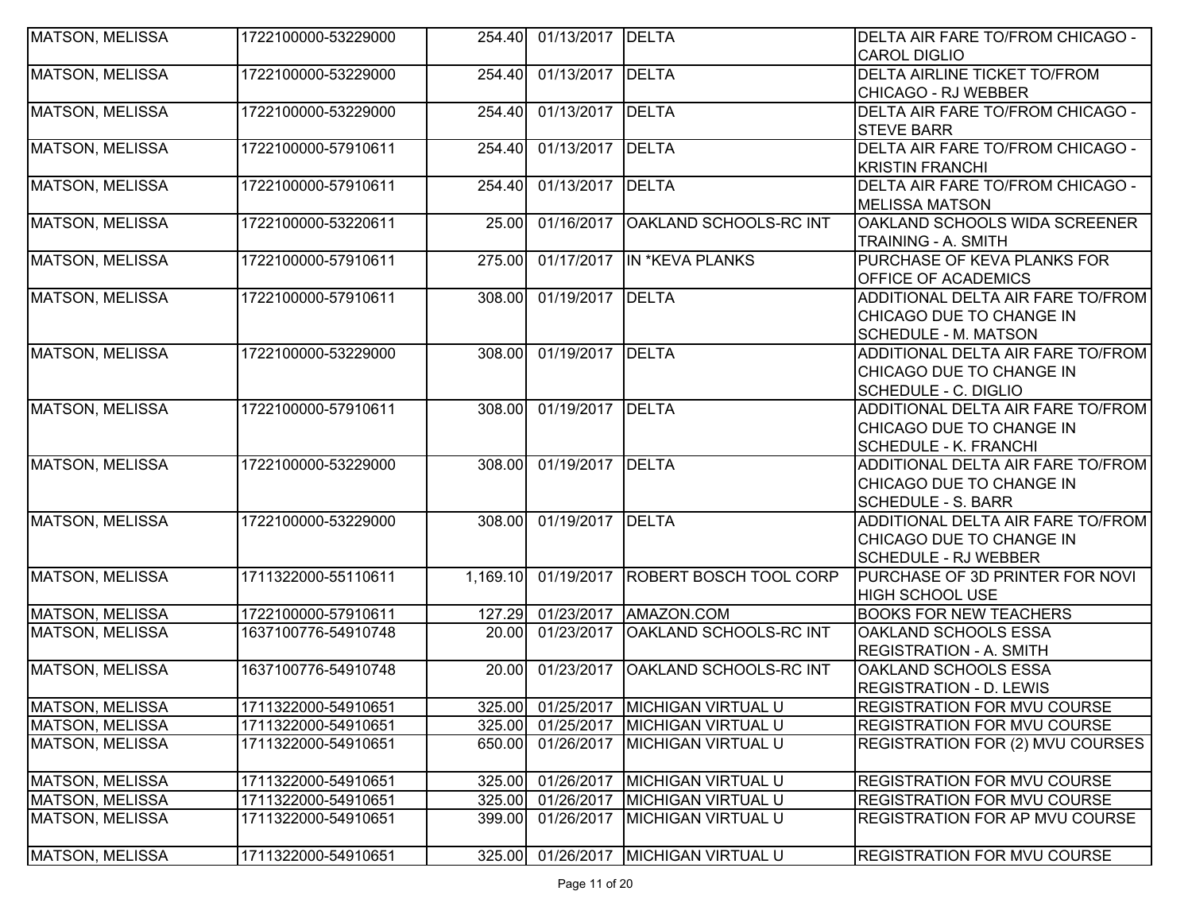| | | | | | |
|---|---|---|---|---|---|
| MATSON, MELISSA | 1722100000-53229000 | 254.40 | 01/13/2017 | DELTA | DELTA AIR FARE TO/FROM CHICAGO - CAROL DIGLIO |
| MATSON, MELISSA | 1722100000-53229000 | 254.40 | 01/13/2017 | DELTA | DELTA AIRLINE TICKET TO/FROM CHICAGO - RJ WEBBER |
| MATSON, MELISSA | 1722100000-53229000 | 254.40 | 01/13/2017 | DELTA | DELTA AIR FARE TO/FROM CHICAGO - STEVE BARR |
| MATSON, MELISSA | 1722100000-57910611 | 254.40 | 01/13/2017 | DELTA | DELTA AIR FARE TO/FROM CHICAGO - KRISTIN FRANCHI |
| MATSON, MELISSA | 1722100000-57910611 | 254.40 | 01/13/2017 | DELTA | DELTA AIR FARE TO/FROM CHICAGO - MELISSA MATSON |
| MATSON, MELISSA | 1722100000-53220611 | 25.00 | 01/16/2017 | OAKLAND SCHOOLS-RC INT | OAKLAND SCHOOLS WIDA SCREENER TRAINING - A. SMITH |
| MATSON, MELISSA | 1722100000-57910611 | 275.00 | 01/17/2017 | IN *KEVA PLANKS | PURCHASE OF KEVA PLANKS FOR OFFICE OF ACADEMICS |
| MATSON, MELISSA | 1722100000-57910611 | 308.00 | 01/19/2017 | DELTA | ADDITIONAL DELTA AIR FARE TO/FROM CHICAGO DUE TO CHANGE IN SCHEDULE - M. MATSON |
| MATSON, MELISSA | 1722100000-53229000 | 308.00 | 01/19/2017 | DELTA | ADDITIONAL DELTA AIR FARE TO/FROM CHICAGO DUE TO CHANGE IN SCHEDULE - C. DIGLIO |
| MATSON, MELISSA | 1722100000-57910611 | 308.00 | 01/19/2017 | DELTA | ADDITIONAL DELTA AIR FARE TO/FROM CHICAGO DUE TO CHANGE IN SCHEDULE - K. FRANCHI |
| MATSON, MELISSA | 1722100000-53229000 | 308.00 | 01/19/2017 | DELTA | ADDITIONAL DELTA AIR FARE TO/FROM CHICAGO DUE TO CHANGE IN SCHEDULE - S. BARR |
| MATSON, MELISSA | 1722100000-53229000 | 308.00 | 01/19/2017 | DELTA | ADDITIONAL DELTA AIR FARE TO/FROM CHICAGO DUE TO CHANGE IN SCHEDULE - RJ WEBBER |
| MATSON, MELISSA | 1711322000-55110611 | 1,169.10 | 01/19/2017 | ROBERT BOSCH TOOL CORP | PURCHASE OF 3D PRINTER FOR NOVI HIGH SCHOOL USE |
| MATSON, MELISSA | 1722100000-57910611 | 127.29 | 01/23/2017 | AMAZON.COM | BOOKS FOR NEW TEACHERS |
| MATSON, MELISSA | 1637100776-54910748 | 20.00 | 01/23/2017 | OAKLAND SCHOOLS-RC INT | OAKLAND SCHOOLS ESSA REGISTRATION - A. SMITH |
| MATSON, MELISSA | 1637100776-54910748 | 20.00 | 01/23/2017 | OAKLAND SCHOOLS-RC INT | OAKLAND SCHOOLS ESSA REGISTRATION - D. LEWIS |
| MATSON, MELISSA | 1711322000-54910651 | 325.00 | 01/25/2017 | MICHIGAN VIRTUAL U | REGISTRATION FOR MVU COURSE |
| MATSON, MELISSA | 1711322000-54910651 | 325.00 | 01/25/2017 | MICHIGAN VIRTUAL U | REGISTRATION FOR MVU COURSE |
| MATSON, MELISSA | 1711322000-54910651 | 650.00 | 01/26/2017 | MICHIGAN VIRTUAL U | REGISTRATION FOR (2) MVU COURSES |
| MATSON, MELISSA | 1711322000-54910651 | 325.00 | 01/26/2017 | MICHIGAN VIRTUAL U | REGISTRATION FOR MVU COURSE |
| MATSON, MELISSA | 1711322000-54910651 | 325.00 | 01/26/2017 | MICHIGAN VIRTUAL U | REGISTRATION FOR MVU COURSE |
| MATSON, MELISSA | 1711322000-54910651 | 399.00 | 01/26/2017 | MICHIGAN VIRTUAL U | REGISTRATION FOR AP MVU COURSE |
| MATSON, MELISSA | 1711322000-54910651 | 325.00 | 01/26/2017 | MICHIGAN VIRTUAL U | REGISTRATION FOR MVU COURSE |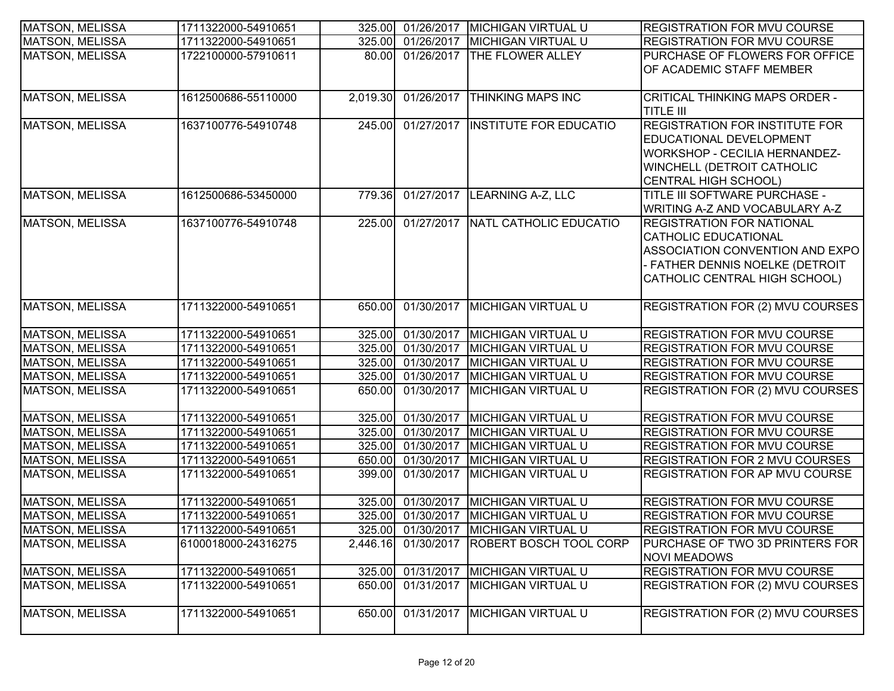| | | | | | |
|---|---|---|---|---|---|
| MATSON, MELISSA | 1711322000-54910651 | 325.00 | 01/26/2017 | MICHIGAN VIRTUAL U | REGISTRATION FOR MVU COURSE |
| MATSON, MELISSA | 1711322000-54910651 | 325.00 | 01/26/2017 | MICHIGAN VIRTUAL U | REGISTRATION FOR MVU COURSE |
| MATSON, MELISSA | 1722100000-57910611 | 80.00 | 01/26/2017 | THE FLOWER ALLEY | PURCHASE OF FLOWERS FOR OFFICE OF ACADEMIC STAFF MEMBER |
| MATSON, MELISSA | 1612500686-55110000 | 2,019.30 | 01/26/2017 | THINKING MAPS INC | CRITICAL THINKING MAPS ORDER - TITLE III |
| MATSON, MELISSA | 1637100776-54910748 | 245.00 | 01/27/2017 | INSTITUTE FOR EDUCATIO | REGISTRATION FOR INSTITUTE FOR EDUCATIONAL DEVELOPMENT WORKSHOP - CECILIA HERNANDEZ-WINCHELL (DETROIT CATHOLIC CENTRAL HIGH SCHOOL) |
| MATSON, MELISSA | 1612500686-53450000 | 779.36 | 01/27/2017 | LEARNING A-Z, LLC | TITLE III SOFTWARE PURCHASE - WRITING A-Z AND VOCABULARY A-Z |
| MATSON, MELISSA | 1637100776-54910748 | 225.00 | 01/27/2017 | NATL CATHOLIC EDUCATIO | REGISTRATION FOR NATIONAL CATHOLIC EDUCATIONAL ASSOCIATION CONVENTION AND EXPO - FATHER DENNIS NOELKE (DETROIT CATHOLIC CENTRAL HIGH SCHOOL) |
| MATSON, MELISSA | 1711322000-54910651 | 650.00 | 01/30/2017 | MICHIGAN VIRTUAL U | REGISTRATION FOR (2) MVU COURSES |
| MATSON, MELISSA | 1711322000-54910651 | 325.00 | 01/30/2017 | MICHIGAN VIRTUAL U | REGISTRATION FOR MVU COURSE |
| MATSON, MELISSA | 1711322000-54910651 | 325.00 | 01/30/2017 | MICHIGAN VIRTUAL U | REGISTRATION FOR MVU COURSE |
| MATSON, MELISSA | 1711322000-54910651 | 325.00 | 01/30/2017 | MICHIGAN VIRTUAL U | REGISTRATION FOR MVU COURSE |
| MATSON, MELISSA | 1711322000-54910651 | 325.00 | 01/30/2017 | MICHIGAN VIRTUAL U | REGISTRATION FOR MVU COURSE |
| MATSON, MELISSA | 1711322000-54910651 | 650.00 | 01/30/2017 | MICHIGAN VIRTUAL U | REGISTRATION FOR (2) MVU COURSES |
| MATSON, MELISSA | 1711322000-54910651 | 325.00 | 01/30/2017 | MICHIGAN VIRTUAL U | REGISTRATION FOR MVU COURSE |
| MATSON, MELISSA | 1711322000-54910651 | 325.00 | 01/30/2017 | MICHIGAN VIRTUAL U | REGISTRATION FOR MVU COURSE |
| MATSON, MELISSA | 1711322000-54910651 | 325.00 | 01/30/2017 | MICHIGAN VIRTUAL U | REGISTRATION FOR MVU COURSE |
| MATSON, MELISSA | 1711322000-54910651 | 650.00 | 01/30/2017 | MICHIGAN VIRTUAL U | REGISTRATION FOR 2 MVU COURSES |
| MATSON, MELISSA | 1711322000-54910651 | 399.00 | 01/30/2017 | MICHIGAN VIRTUAL U | REGISTRATION FOR AP MVU COURSE |
| MATSON, MELISSA | 1711322000-54910651 | 325.00 | 01/30/2017 | MICHIGAN VIRTUAL U | REGISTRATION FOR MVU COURSE |
| MATSON, MELISSA | 1711322000-54910651 | 325.00 | 01/30/2017 | MICHIGAN VIRTUAL U | REGISTRATION FOR MVU COURSE |
| MATSON, MELISSA | 1711322000-54910651 | 325.00 | 01/30/2017 | MICHIGAN VIRTUAL U | REGISTRATION FOR MVU COURSE |
| MATSON, MELISSA | 6100018000-24316275 | 2,446.16 | 01/30/2017 | ROBERT BOSCH TOOL CORP | PURCHASE OF TWO 3D PRINTERS FOR NOVI MEADOWS |
| MATSON, MELISSA | 1711322000-54910651 | 325.00 | 01/31/2017 | MICHIGAN VIRTUAL U | REGISTRATION FOR MVU COURSE |
| MATSON, MELISSA | 1711322000-54910651 | 650.00 | 01/31/2017 | MICHIGAN VIRTUAL U | REGISTRATION FOR (2) MVU COURSES |
| MATSON, MELISSA | 1711322000-54910651 | 650.00 | 01/31/2017 | MICHIGAN VIRTUAL U | REGISTRATION FOR (2) MVU COURSES |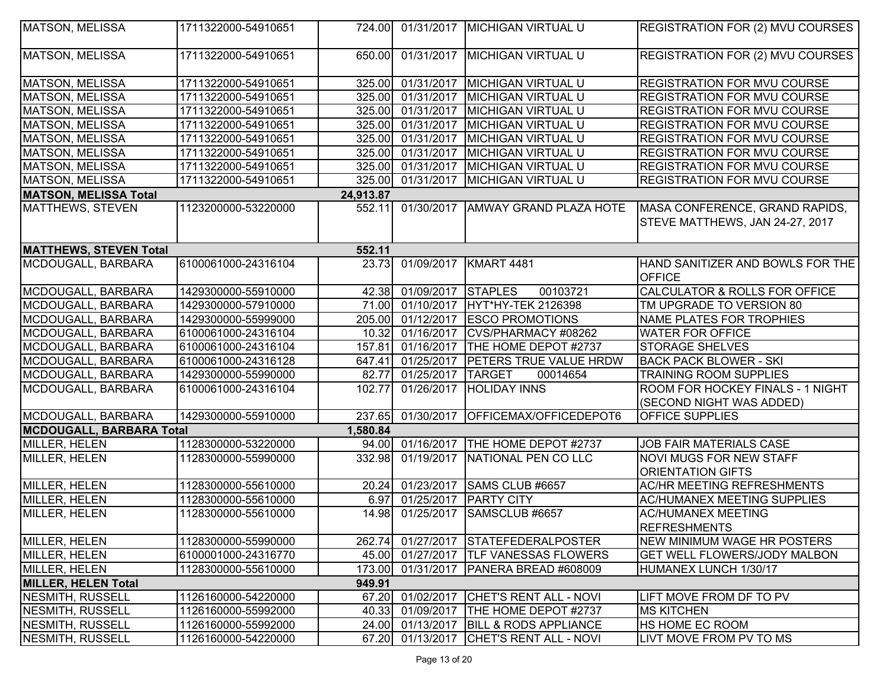| | | | | | |
|---|---|---|---|---|---|
| MATSON, MELISSA | 1711322000-54910651 | 724.00 | 01/31/2017 | MICHIGAN VIRTUAL U | REGISTRATION FOR (2) MVU COURSES |
| MATSON, MELISSA | 1711322000-54910651 | 650.00 | 01/31/2017 | MICHIGAN VIRTUAL U | REGISTRATION FOR (2) MVU COURSES |
| MATSON, MELISSA | 1711322000-54910651 | 325.00 | 01/31/2017 | MICHIGAN VIRTUAL U | REGISTRATION FOR MVU COURSE |
| MATSON, MELISSA | 1711322000-54910651 | 325.00 | 01/31/2017 | MICHIGAN VIRTUAL U | REGISTRATION FOR MVU COURSE |
| MATSON, MELISSA | 1711322000-54910651 | 325.00 | 01/31/2017 | MICHIGAN VIRTUAL U | REGISTRATION FOR MVU COURSE |
| MATSON, MELISSA | 1711322000-54910651 | 325.00 | 01/31/2017 | MICHIGAN VIRTUAL U | REGISTRATION FOR MVU COURSE |
| MATSON, MELISSA | 1711322000-54910651 | 325.00 | 01/31/2017 | MICHIGAN VIRTUAL U | REGISTRATION FOR MVU COURSE |
| MATSON, MELISSA | 1711322000-54910651 | 325.00 | 01/31/2017 | MICHIGAN VIRTUAL U | REGISTRATION FOR MVU COURSE |
| MATSON, MELISSA | 1711322000-54910651 | 325.00 | 01/31/2017 | MICHIGAN VIRTUAL U | REGISTRATION FOR MVU COURSE |
| MATSON, MELISSA | 1711322000-54910651 | 325.00 | 01/31/2017 | MICHIGAN VIRTUAL U | REGISTRATION FOR MVU COURSE |
| **MATSON, MELISSA Total** | | **24,913.87** | | | |
| MATTHEWS, STEVEN | 1123200000-53220000 | 552.11 | 01/30/2017 | AMWAY GRAND PLAZA HOTE | MASA CONFERENCE, GRAND RAPIDS, STEVE MATTHEWS, JAN 24-27, 2017 |
| **MATTHEWS, STEVEN Total** | | **552.11** | | | |
| MCDOUGALL, BARBARA | 6100061000-24316104 | 23.73 | 01/09/2017 | KMART 4481 | HAND SANITIZER AND BOWLS FOR THE OFFICE |
| MCDOUGALL, BARBARA | 1429300000-55910000 | 42.38 | 01/09/2017 | STAPLES 00103721 | CALCULATOR & ROLLS FOR OFFICE |
| MCDOUGALL, BARBARA | 1429300000-57910000 | 71.00 | 01/10/2017 | HYT*HY-TEK 2126398 | TM UPGRADE TO VERSION 80 |
| MCDOUGALL, BARBARA | 1429300000-55999000 | 205.00 | 01/12/2017 | ESCO PROMOTIONS | NAME PLATES FOR TROPHIES |
| MCDOUGALL, BARBARA | 6100061000-24316104 | 10.32 | 01/16/2017 | CVS/PHARMACY #08262 | WATER FOR OFFICE |
| MCDOUGALL, BARBARA | 6100061000-24316104 | 157.81 | 01/16/2017 | THE HOME DEPOT #2737 | STORAGE SHELVES |
| MCDOUGALL, BARBARA | 6100061000-24316128 | 647.41 | 01/25/2017 | PETERS TRUE VALUE HRDW | BACK PACK BLOWER - SKI |
| MCDOUGALL, BARBARA | 1429300000-55990000 | 82.77 | 01/25/2017 | TARGET 00014654 | TRAINING ROOM SUPPLIES |
| MCDOUGALL, BARBARA | 6100061000-24316104 | 102.77 | 01/26/2017 | HOLIDAY INNS | ROOM FOR HOCKEY FINALS - 1 NIGHT (SECOND NIGHT WAS ADDED) |
| MCDOUGALL, BARBARA | 1429300000-55910000 | 237.65 | 01/30/2017 | OFFICEMAX/OFFICEDEPOT6 | OFFICE SUPPLIES |
| **MCDOUGALL, BARBARA Total** | | **1,580.84** | | | |
| MILLER, HELEN | 1128300000-53220000 | 94.00 | 01/16/2017 | THE HOME DEPOT #2737 | JOB FAIR MATERIALS CASE |
| MILLER, HELEN | 1128300000-55990000 | 332.98 | 01/19/2017 | NATIONAL PEN CO LLC | NOVI MUGS FOR NEW STAFF ORIENTATION GIFTS |
| MILLER, HELEN | 1128300000-55610000 | 20.24 | 01/23/2017 | SAMS CLUB #6657 | AC/HR MEETING REFRESHMENTS |
| MILLER, HELEN | 1128300000-55610000 | 6.97 | 01/25/2017 | PARTY CITY | AC/HUMANEX MEETING SUPPLIES |
| MILLER, HELEN | 1128300000-55610000 | 14.98 | 01/25/2017 | SAMSCLUB #6657 | AC/HUMANEX MEETING REFRESHMENTS |
| MILLER, HELEN | 1128300000-55990000 | 262.74 | 01/27/2017 | STATEFEDERALPOSTER | NEW MINIMUM WAGE HR POSTERS |
| MILLER, HELEN | 6100001000-24316770 | 45.00 | 01/27/2017 | TLF VANESSAS FLOWERS | GET WELL FLOWERS/JODY MALBON |
| MILLER, HELEN | 1128300000-55610000 | 173.00 | 01/31/2017 | PANERA BREAD #608009 | HUMANEX LUNCH 1/30/17 |
| **MILLER, HELEN Total** | | **949.91** | | | |
| NESMITH, RUSSELL | 1126160000-54220000 | 67.20 | 01/02/2017 | CHET'S RENT ALL - NOVI | LIFT MOVE FROM DF TO PV |
| NESMITH, RUSSELL | 1126160000-55992000 | 40.33 | 01/09/2017 | THE HOME DEPOT #2737 | MS KITCHEN |
| NESMITH, RUSSELL | 1126160000-55992000 | 24.00 | 01/13/2017 | BILL & RODS APPLIANCE | HS HOME EC ROOM |
| NESMITH, RUSSELL | 1126160000-54220000 | 67.20 | 01/13/2017 | CHET'S RENT ALL - NOVI | LIVT MOVE FROM PV TO MS |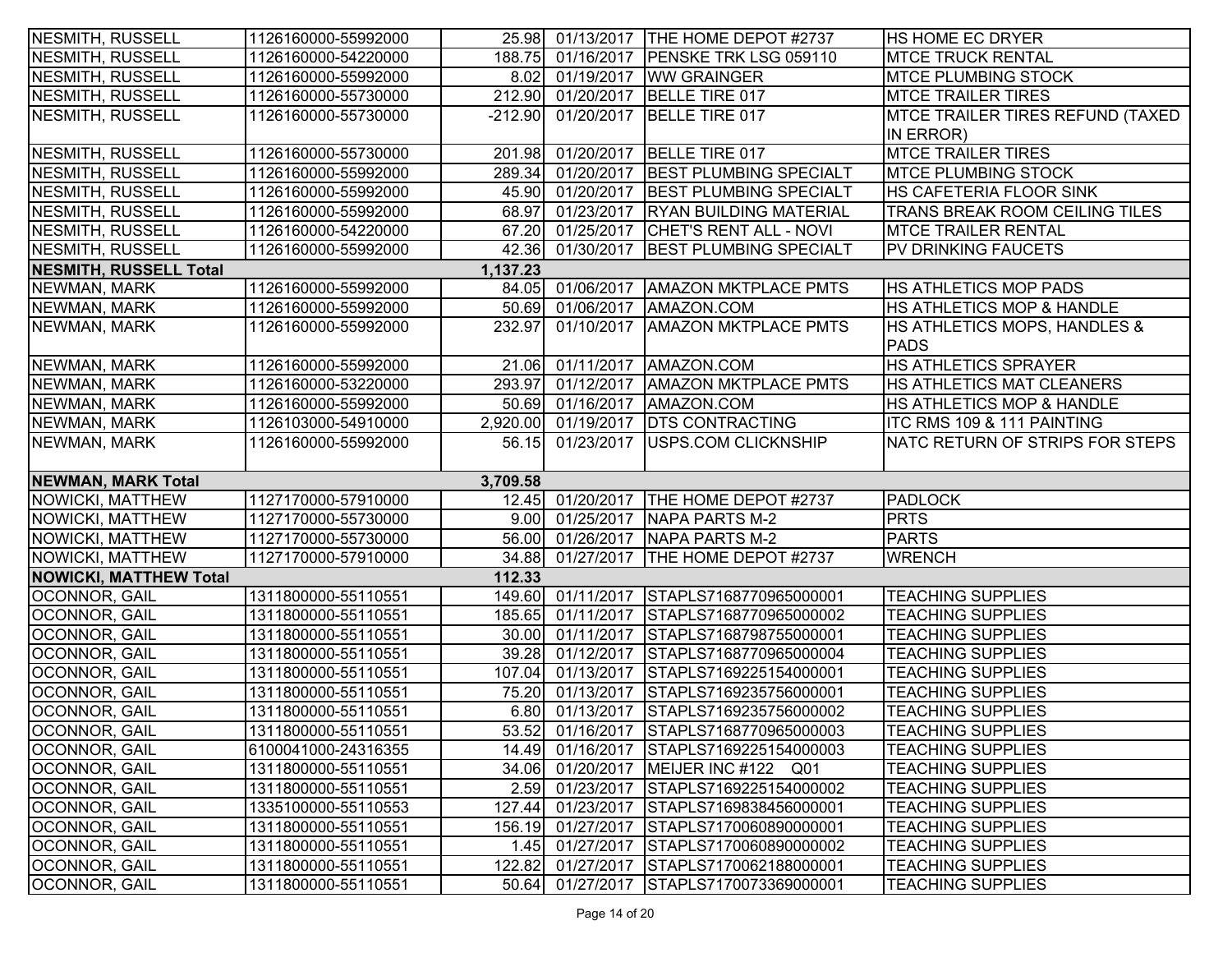| | | | | | |
|---|---|---|---|---|---|
| NESMITH, RUSSELL | 1126160000-55992000 | 25.98 | 01/13/2017 | THE HOME DEPOT #2737 | HS HOME EC DRYER |
| NESMITH, RUSSELL | 1126160000-54220000 | 188.75 | 01/16/2017 | PENSKE TRK LSG 059110 | MTCE TRUCK RENTAL |
| NESMITH, RUSSELL | 1126160000-55992000 | 8.02 | 01/19/2017 | WW GRAINGER | MTCE PLUMBING STOCK |
| NESMITH, RUSSELL | 1126160000-55730000 | 212.90 | 01/20/2017 | BELLE TIRE 017 | MTCE TRAILER TIRES |
| NESMITH, RUSSELL | 1126160000-55730000 | -212.90 | 01/20/2017 | BELLE TIRE 017 | MTCE TRAILER TIRES REFUND (TAXED IN ERROR) |
| NESMITH, RUSSELL | 1126160000-55730000 | 201.98 | 01/20/2017 | BELLE TIRE 017 | MTCE TRAILER TIRES |
| NESMITH, RUSSELL | 1126160000-55992000 | 289.34 | 01/20/2017 | BEST PLUMBING SPECIALT | MTCE PLUMBING STOCK |
| NESMITH, RUSSELL | 1126160000-55992000 | 45.90 | 01/20/2017 | BEST PLUMBING SPECIALT | HS CAFETERIA FLOOR SINK |
| NESMITH, RUSSELL | 1126160000-55992000 | 68.97 | 01/23/2017 | RYAN BUILDING MATERIAL | TRANS BREAK ROOM CEILING TILES |
| NESMITH, RUSSELL | 1126160000-54220000 | 67.20 | 01/25/2017 | CHET'S RENT ALL - NOVI | MTCE TRAILER RENTAL |
| NESMITH, RUSSELL | 1126160000-55992000 | 42.36 | 01/30/2017 | BEST PLUMBING SPECIALT | PV DRINKING FAUCETS |
| **NESMITH, RUSSELL Total** | | **1,137.23** | | | |
| NEWMAN, MARK | 1126160000-55992000 | 84.05 | 01/06/2017 | AMAZON MKTPLACE PMTS | HS ATHLETICS MOP PADS |
| NEWMAN, MARK | 1126160000-55992000 | 50.69 | 01/06/2017 | AMAZON.COM | HS ATHLETICS MOP & HANDLE |
| NEWMAN, MARK | 1126160000-55992000 | 232.97 | 01/10/2017 | AMAZON MKTPLACE PMTS | HS ATHLETICS MOPS, HANDLES & PADS |
| NEWMAN, MARK | 1126160000-55992000 | 21.06 | 01/11/2017 | AMAZON.COM | HS ATHLETICS SPRAYER |
| NEWMAN, MARK | 1126160000-53220000 | 293.97 | 01/12/2017 | AMAZON MKTPLACE PMTS | HS ATHLETICS MAT CLEANERS |
| NEWMAN, MARK | 1126160000-55992000 | 50.69 | 01/16/2017 | AMAZON.COM | HS ATHLETICS MOP & HANDLE |
| NEWMAN, MARK | 1126103000-54910000 | 2,920.00 | 01/19/2017 | DTS CONTRACTING | ITC RMS 109 & 111 PAINTING |
| NEWMAN, MARK | 1126160000-55992000 | 56.15 | 01/23/2017 | USPS.COM CLICKNSHIP | NATC RETURN OF STRIPS FOR STEPS |
| **NEWMAN, MARK Total** | | **3,709.58** | | | |
| NOWICKI, MATTHEW | 1127170000-57910000 | 12.45 | 01/20/2017 | THE HOME DEPOT #2737 | PADLOCK |
| NOWICKI, MATTHEW | 1127170000-55730000 | 9.00 | 01/25/2017 | NAPA PARTS M-2 | PRTS |
| NOWICKI, MATTHEW | 1127170000-55730000 | 56.00 | 01/26/2017 | NAPA PARTS M-2 | PARTS |
| NOWICKI, MATTHEW | 1127170000-57910000 | 34.88 | 01/27/2017 | THE HOME DEPOT #2737 | WRENCH |
| **NOWICKI, MATTHEW Total** | | **112.33** | | | |
| OCONNOR, GAIL | 1311800000-55110551 | 149.60 | 01/11/2017 | STAPLS7168770965000001 | TEACHING SUPPLIES |
| OCONNOR, GAIL | 1311800000-55110551 | 185.65 | 01/11/2017 | STAPLS7168770965000002 | TEACHING SUPPLIES |
| OCONNOR, GAIL | 1311800000-55110551 | 30.00 | 01/11/2017 | STAPLS7168798755000001 | TEACHING SUPPLIES |
| OCONNOR, GAIL | 1311800000-55110551 | 39.28 | 01/12/2017 | STAPLS7168770965000004 | TEACHING SUPPLIES |
| OCONNOR, GAIL | 1311800000-55110551 | 107.04 | 01/13/2017 | STAPLS7169225154000001 | TEACHING SUPPLIES |
| OCONNOR, GAIL | 1311800000-55110551 | 75.20 | 01/13/2017 | STAPLS7169235756000001 | TEACHING SUPPLIES |
| OCONNOR, GAIL | 1311800000-55110551 | 6.80 | 01/13/2017 | STAPLS7169235756000002 | TEACHING SUPPLIES |
| OCONNOR, GAIL | 1311800000-55110551 | 53.52 | 01/16/2017 | STAPLS7168770965000003 | TEACHING SUPPLIES |
| OCONNOR, GAIL | 6100041000-24316355 | 14.49 | 01/16/2017 | STAPLS7169225154000003 | TEACHING SUPPLIES |
| OCONNOR, GAIL | 1311800000-55110551 | 34.06 | 01/20/2017 | MEIJER INC #122 Q01 | TEACHING SUPPLIES |
| OCONNOR, GAIL | 1311800000-55110551 | 2.59 | 01/23/2017 | STAPLS7169225154000002 | TEACHING SUPPLIES |
| OCONNOR, GAIL | 1335100000-55110553 | 127.44 | 01/23/2017 | STAPLS7169838456000001 | TEACHING SUPPLIES |
| OCONNOR, GAIL | 1311800000-55110551 | 156.19 | 01/27/2017 | STAPLS7170060890000001 | TEACHING SUPPLIES |
| OCONNOR, GAIL | 1311800000-55110551 | 1.45 | 01/27/2017 | STAPLS7170060890000002 | TEACHING SUPPLIES |
| OCONNOR, GAIL | 1311800000-55110551 | 122.82 | 01/27/2017 | STAPLS7170062188000001 | TEACHING SUPPLIES |
| OCONNOR, GAIL | 1311800000-55110551 | 50.64 | 01/27/2017 | STAPLS7170073369000001 | TEACHING SUPPLIES |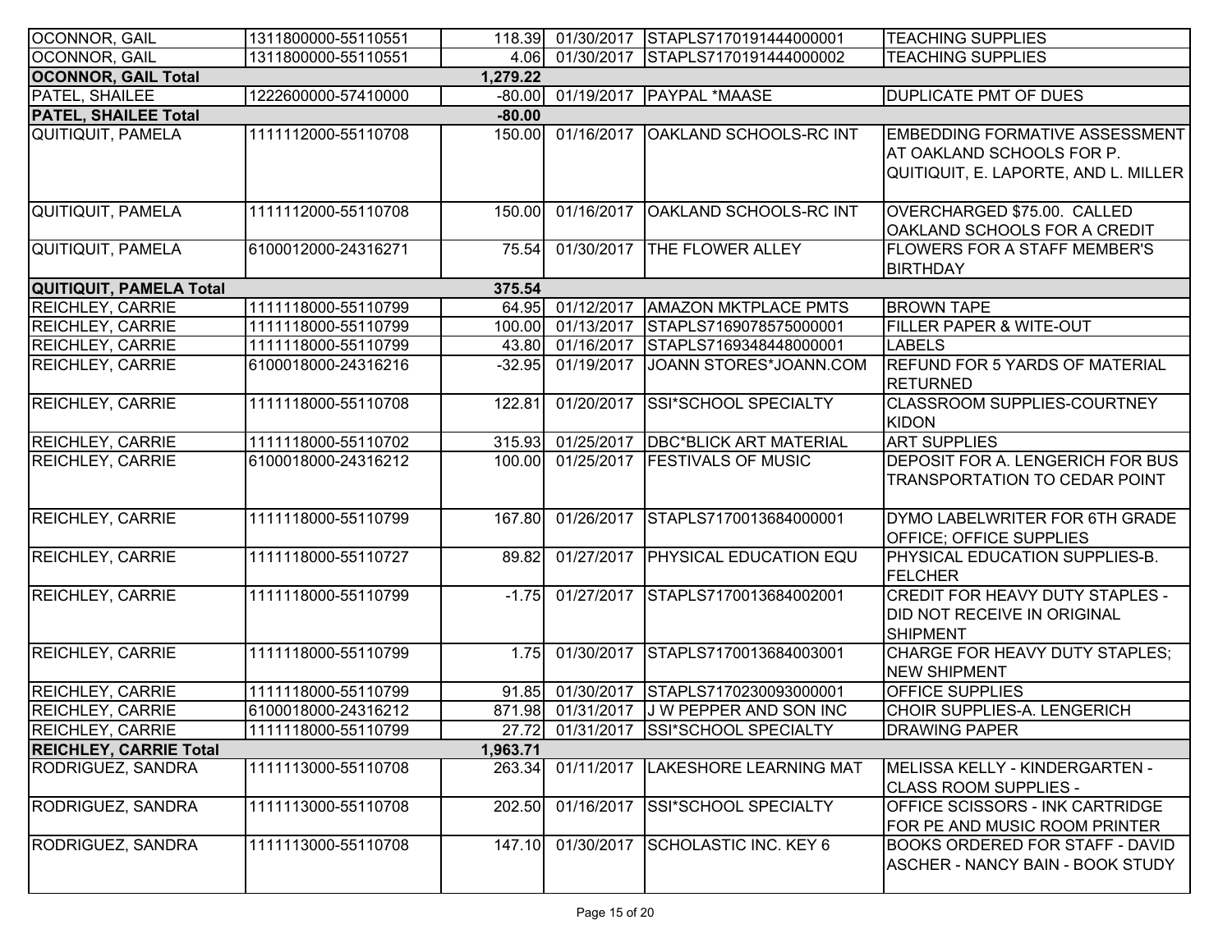| | | | | | |
|---|---|---|---|---|---|
| OCONNOR, GAIL | 1311800000-55110551 | 118.39 | 01/30/2017 | STAPLS7170191444000001 | TEACHING SUPPLIES |
| OCONNOR, GAIL | 1311800000-55110551 | 4.06 | 01/30/2017 | STAPLS7170191444000002 | TEACHING SUPPLIES |
| **OCONNOR, GAIL Total** | | **1,279.22** | | | |
| PATEL, SHAILEE | 1222600000-57410000 | -80.00 | 01/19/2017 | PAYPAL *MAASE | DUPLICATE PMT OF DUES |
| **PATEL, SHAILEE Total** | | **-80.00** | | | |
| QUITIQUIT, PAMELA | 1111112000-55110708 | 150.00 | 01/16/2017 | OAKLAND SCHOOLS-RC INT | EMBEDDING FORMATIVE ASSESSMENT AT OAKLAND SCHOOLS FOR P. QUITIQUIT, E. LAPORTE, AND L. MILLER |
| QUITIQUIT, PAMELA | 1111112000-55110708 | 150.00 | 01/16/2017 | OAKLAND SCHOOLS-RC INT | OVERCHARGED $75.00. CALLED OAKLAND SCHOOLS FOR A CREDIT |
| QUITIQUIT, PAMELA | 6100012000-24316271 | 75.54 | 01/30/2017 | THE FLOWER ALLEY | FLOWERS FOR A STAFF MEMBER'S BIRTHDAY |
| **QUITIQUIT, PAMELA Total** | | **375.54** | | | |
| REICHLEY, CARRIE | 1111118000-55110799 | 64.95 | 01/12/2017 | AMAZON MKTPLACE PMTS | BROWN TAPE |
| REICHLEY, CARRIE | 1111118000-55110799 | 100.00 | 01/13/2017 | STAPLS7169078575000001 | FILLER PAPER & WITE-OUT |
| REICHLEY, CARRIE | 1111118000-55110799 | 43.80 | 01/16/2017 | STAPLS7169348448000001 | LABELS |
| REICHLEY, CARRIE | 6100018000-24316216 | -32.95 | 01/19/2017 | JOANN STORES*JOANN.COM | REFUND FOR 5 YARDS OF MATERIAL RETURNED |
| REICHLEY, CARRIE | 1111118000-55110708 | 122.81 | 01/20/2017 | SSI*SCHOOL SPECIALTY | CLASSROOM SUPPLIES-COURTNEY KIDON |
| REICHLEY, CARRIE | 1111118000-55110702 | 315.93 | 01/25/2017 | DBC*BLICK ART MATERIAL | ART SUPPLIES |
| REICHLEY, CARRIE | 6100018000-24316212 | 100.00 | 01/25/2017 | FESTIVALS OF MUSIC | DEPOSIT FOR A. LENGERICH FOR BUS TRANSPORTATION TO CEDAR POINT |
| REICHLEY, CARRIE | 1111118000-55110799 | 167.80 | 01/26/2017 | STAPLS7170013684000001 | DYMO LABELWRITER FOR 6TH GRADE OFFICE; OFFICE SUPPLIES |
| REICHLEY, CARRIE | 1111118000-55110727 | 89.82 | 01/27/2017 | PHYSICAL EDUCATION EQU | PHYSICAL EDUCATION SUPPLIES-B. FELCHER |
| REICHLEY, CARRIE | 1111118000-55110799 | -1.75 | 01/27/2017 | STAPLS7170013684002001 | CREDIT FOR HEAVY DUTY STAPLES - DID NOT RECEIVE IN ORIGINAL SHIPMENT |
| REICHLEY, CARRIE | 1111118000-55110799 | 1.75 | 01/30/2017 | STAPLS7170013684003001 | CHARGE FOR HEAVY DUTY STAPLES; NEW SHIPMENT |
| REICHLEY, CARRIE | 1111118000-55110799 | 91.85 | 01/30/2017 | STAPLS7170230093000001 | OFFICE SUPPLIES |
| REICHLEY, CARRIE | 6100018000-24316212 | 871.98 | 01/31/2017 | J W PEPPER AND SON INC | CHOIR SUPPLIES-A. LENGERICH |
| REICHLEY, CARRIE | 1111118000-55110799 | 27.72 | 01/31/2017 | SSI*SCHOOL SPECIALTY | DRAWING PAPER |
| **REICHLEY, CARRIE Total** | | **1,963.71** | | | |
| RODRIGUEZ, SANDRA | 1111113000-55110708 | 263.34 | 01/11/2017 | LAKESHORE LEARNING MAT | MELISSA KELLY - KINDERGARTEN - CLASS ROOM SUPPLIES - |
| RODRIGUEZ, SANDRA | 1111113000-55110708 | 202.50 | 01/16/2017 | SSI*SCHOOL SPECIALTY | OFFICE SCISSORS - INK CARTRIDGE FOR PE AND MUSIC ROOM PRINTER |
| RODRIGUEZ, SANDRA | 1111113000-55110708 | 147.10 | 01/30/2017 | SCHOLASTIC INC. KEY 6 | BOOKS ORDERED FOR STAFF - DAVID ASCHER - NANCY BAIN - BOOK STUDY |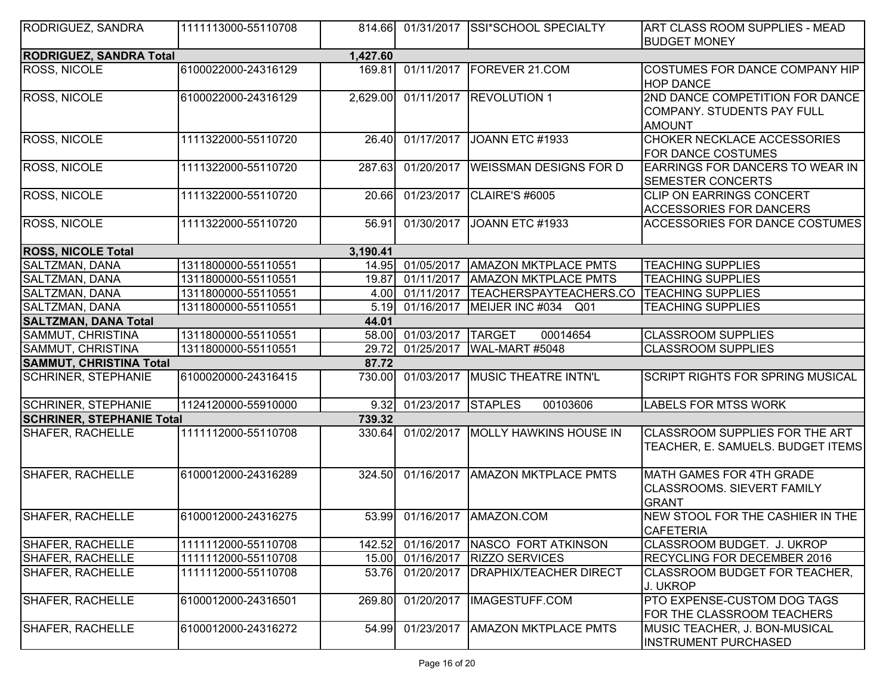| | | | | | |
|---|---|---|---|---|---|
| RODRIGUEZ, SANDRA | 1111113000-55110708 | 814.66 | 01/31/2017 | SSI*SCHOOL SPECIALTY | ART CLASS ROOM SUPPLIES - MEAD BUDGET MONEY |
| **RODRIGUEZ, SANDRA Total** | | **1,427.60** | | | |
| ROSS, NICOLE | 6100022000-24316129 | 169.81 | 01/11/2017 | FOREVER 21.COM | COSTUMES FOR DANCE COMPANY HIP HOP DANCE |
| ROSS, NICOLE | 6100022000-24316129 | 2,629.00 | 01/11/2017 | REVOLUTION 1 | 2ND DANCE COMPETITION FOR DANCE COMPANY. STUDENTS PAY FULL AMOUNT |
| ROSS, NICOLE | 1111322000-55110720 | 26.40 | 01/17/2017 | JOANN ETC #1933 | CHOKER NECKLACE ACCESSORIES FOR DANCE COSTUMES |
| ROSS, NICOLE | 1111322000-55110720 | 287.63 | 01/20/2017 | WEISSMAN DESIGNS FOR D | EARRINGS FOR DANCERS TO WEAR IN SEMESTER CONCERTS |
| ROSS, NICOLE | 1111322000-55110720 | 20.66 | 01/23/2017 | CLAIRE'S #6005 | CLIP ON EARRINGS CONCERT ACCESSORIES FOR DANCERS |
| ROSS, NICOLE | 1111322000-55110720 | 56.91 | 01/30/2017 | JOANN ETC #1933 | ACCESSORIES FOR DANCE COSTUMES |
| **ROSS, NICOLE Total** | | **3,190.41** | | | |
| SALTZMAN, DANA | 1311800000-55110551 | 14.95 | 01/05/2017 | AMAZON MKTPLACE PMTS | TEACHING SUPPLIES |
| SALTZMAN, DANA | 1311800000-55110551 | 19.87 | 01/11/2017 | AMAZON MKTPLACE PMTS | TEACHING SUPPLIES |
| SALTZMAN, DANA | 1311800000-55110551 | 4.00 | 01/11/2017 | TEACHERSPAYTEACHERS.CO | TEACHING SUPPLIES |
| SALTZMAN, DANA | 1311800000-55110551 | 5.19 | 01/16/2017 | MEIJER INC #034 Q01 | TEACHING SUPPLIES |
| **SALTZMAN, DANA Total** | | **44.01** | | | |
| SAMMUT, CHRISTINA | 1311800000-55110551 | 58.00 | 01/03/2017 | TARGET 00014654 | CLASSROOM SUPPLIES |
| SAMMUT, CHRISTINA | 1311800000-55110551 | 29.72 | 01/25/2017 | WAL-MART #5048 | CLASSROOM SUPPLIES |
| **SAMMUT, CHRISTINA Total** | | **87.72** | | | |
| SCHRINER, STEPHANIE | 6100020000-24316415 | 730.00 | 01/03/2017 | MUSIC THEATRE INTN'L | SCRIPT RIGHTS FOR SPRING MUSICAL |
| SCHRINER, STEPHANIE | 1124120000-55910000 | 9.32 | 01/23/2017 | STAPLES 00103606 | LABELS FOR MTSS WORK |
| **SCHRINER, STEPHANIE Total** | | **739.32** | | | |
| SHAFER, RACHELLE | 1111112000-55110708 | 330.64 | 01/02/2017 | MOLLY HAWKINS HOUSE IN | CLASSROOM SUPPLIES FOR THE ART TEACHER, E. SAMUELS. BUDGET ITEMS |
| SHAFER, RACHELLE | 6100012000-24316289 | 324.50 | 01/16/2017 | AMAZON MKTPLACE PMTS | MATH GAMES FOR 4TH GRADE CLASSROOMS. SIEVERT FAMILY GRANT |
| SHAFER, RACHELLE | 6100012000-24316275 | 53.99 | 01/16/2017 | AMAZON.COM | NEW STOOL FOR THE CASHIER IN THE CAFETERIA |
| SHAFER, RACHELLE | 1111112000-55110708 | 142.52 | 01/16/2017 | NASCO FORT ATKINSON | CLASSROOM BUDGET. J. UKROP |
| SHAFER, RACHELLE | 1111112000-55110708 | 15.00 | 01/16/2017 | RIZZO SERVICES | RECYCLING FOR DECEMBER 2016 |
| SHAFER, RACHELLE | 1111112000-55110708 | 53.76 | 01/20/2017 | DRAPHIX/TEACHER DIRECT | CLASSROOM BUDGET FOR TEACHER, J. UKROP |
| SHAFER, RACHELLE | 6100012000-24316501 | 269.80 | 01/20/2017 | IMAGESTUFF.COM | PTO EXPENSE-CUSTOM DOG TAGS FOR THE CLASSROOM TEACHERS |
| SHAFER, RACHELLE | 6100012000-24316272 | 54.99 | 01/23/2017 | AMAZON MKTPLACE PMTS | MUSIC TEACHER, J. BON-MUSICAL INSTRUMENT PURCHASED |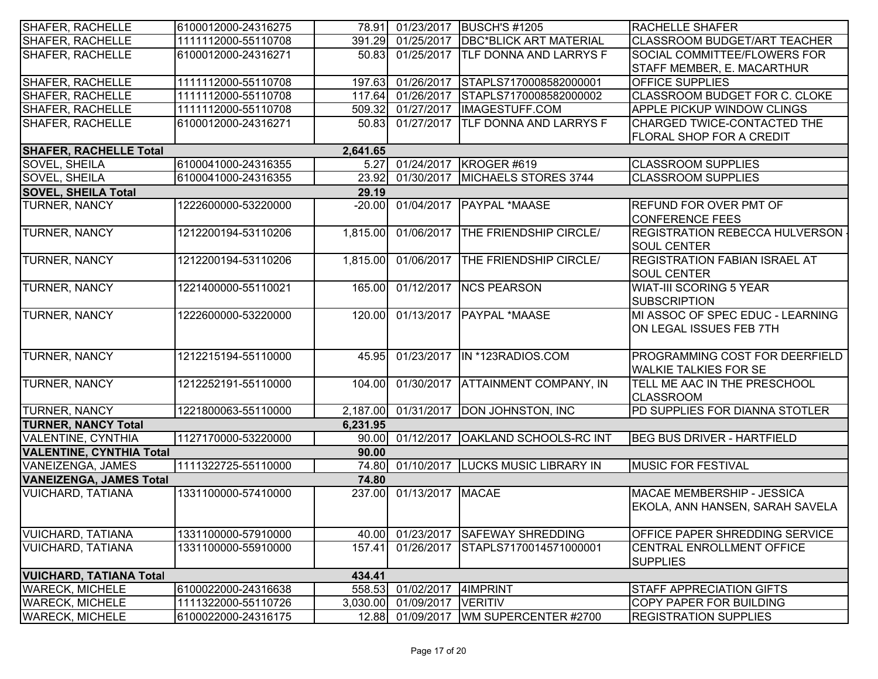| | | | | | |
|---|---|---|---|---|---|
| SHAFER, RACHELLE | 6100012000-24316275 | 78.91 | 01/23/2017 | BUSCH'S #1205 | RACHELLE SHAFER |
| SHAFER, RACHELLE | 1111112000-55110708 | 391.29 | 01/25/2017 | DBC*BLICK ART MATERIAL | CLASSROOM BUDGET/ART TEACHER |
| SHAFER, RACHELLE | 6100012000-24316271 | 50.83 | 01/25/2017 | TLF DONNA AND LARRYS F | SOCIAL COMMITTEE/FLOWERS FOR STAFF MEMBER, E. MACARTHUR |
| SHAFER, RACHELLE | 1111112000-55110708 | 197.63 | 01/26/2017 | STAPLS7170008582000001 | OFFICE SUPPLIES |
| SHAFER, RACHELLE | 1111112000-55110708 | 117.64 | 01/26/2017 | STAPLS7170008582000002 | CLASSROOM BUDGET FOR C. CLOKE |
| SHAFER, RACHELLE | 1111112000-55110708 | 509.32 | 01/27/2017 | IMAGESTUFF.COM | APPLE PICKUP WINDOW CLINGS |
| SHAFER, RACHELLE | 6100012000-24316271 | 50.83 | 01/27/2017 | TLF DONNA AND LARRYS F | CHARGED TWICE-CONTACTED THE FLORAL SHOP FOR A CREDIT |
| **SHAFER, RACHELLE Total** | | **2,641.65** | | | |
| SOVEL, SHEILA | 6100041000-24316355 | 5.27 | 01/24/2017 | KROGER #619 | CLASSROOM SUPPLIES |
| SOVEL, SHEILA | 6100041000-24316355 | 23.92 | 01/30/2017 | MICHAELS STORES 3744 | CLASSROOM SUPPLIES |
| **SOVEL, SHEILA Total** | | **29.19** | | | |
| TURNER, NANCY | 1222600000-53220000 | -20.00 | 01/04/2017 | PAYPAL *MAASE | REFUND FOR OVER PMT OF CONFERENCE FEES |
| TURNER, NANCY | 1212200194-53110206 | 1,815.00 | 01/06/2017 | THE FRIENDSHIP CIRCLE/ | REGISTRATION REBECCA HULVERSON - SOUL CENTER |
| TURNER, NANCY | 1212200194-53110206 | 1,815.00 | 01/06/2017 | THE FRIENDSHIP CIRCLE/ | REGISTRATION FABIAN ISRAEL AT SOUL CENTER |
| TURNER, NANCY | 1221400000-55110021 | 165.00 | 01/12/2017 | NCS PEARSON | WIAT-III SCORING 5 YEAR SUBSCRIPTION |
| TURNER, NANCY | 1222600000-53220000 | 120.00 | 01/13/2017 | PAYPAL *MAASE | MI ASSOC OF SPEC EDUC - LEARNING ON LEGAL ISSUES FEB 7TH |
| TURNER, NANCY | 1212215194-55110000 | 45.95 | 01/23/2017 | IN *123RADIOS.COM | PROGRAMMING COST FOR DEERFIELD WALKIE TALKIES FOR SE |
| TURNER, NANCY | 1212252191-55110000 | 104.00 | 01/30/2017 | ATTAINMENT COMPANY, IN | TELL ME AAC IN THE PRESCHOOL CLASSROOM |
| TURNER, NANCY | 1221800063-55110000 | 2,187.00 | 01/31/2017 | DON JOHNSTON, INC | PD SUPPLIES FOR DIANNA STOTLER |
| **TURNER, NANCY Total** | | **6,231.95** | | | |
| VALENTINE, CYNTHIA | 1127170000-53220000 | 90.00 | 01/12/2017 | OAKLAND SCHOOLS-RC INT | BEG BUS DRIVER - HARTFIELD |
| **VALENTINE, CYNTHIA Total** | | **90.00** | | | |
| VANEIZENGA, JAMES | 1111322725-55110000 | 74.80 | 01/10/2017 | LUCKS MUSIC LIBRARY IN | MUSIC FOR FESTIVAL |
| **VANEIZENGA, JAMES Total** | | **74.80** | | | |
| VUICHARD, TATIANA | 1331100000-57410000 | 237.00 | 01/13/2017 | MACAE | MACAE MEMBERSHIP - JESSICA EKOLA, ANN HANSEN, SARAH SAVELA |
| VUICHARD, TATIANA | 1331100000-57910000 | 40.00 | 01/23/2017 | SAFEWAY SHREDDING | OFFICE PAPER SHREDDING SERVICE |
| VUICHARD, TATIANA | 1331100000-55910000 | 157.41 | 01/26/2017 | STAPLS7170014571000001 | CENTRAL ENROLLMENT OFFICE SUPPLIES |
| **VUICHARD, TATIANA Total** | | **434.41** | | | |
| WARECK, MICHELE | 6100022000-24316638 | 558.53 | 01/02/2017 | 4IMPRINT | STAFF APPRECIATION GIFTS |
| WARECK, MICHELE | 1111322000-55110726 | 3,030.00 | 01/09/2017 | VERITIV | COPY PAPER FOR BUILDING |
| WARECK, MICHELE | 6100022000-24316175 | 12.88 | 01/09/2017 | WM SUPERCENTER #2700 | REGISTRATION SUPPLIES |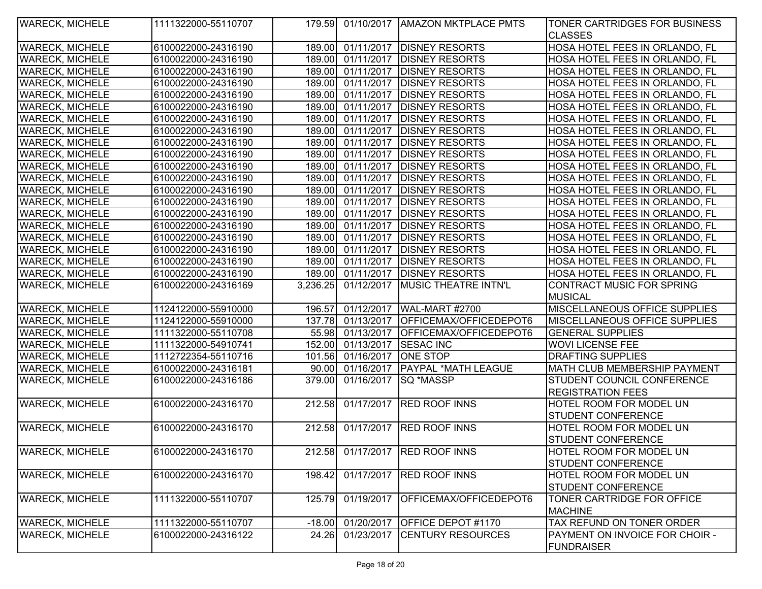| | | | | | |
|---|---|---|---|---|---|
| WARECK, MICHELE | 1111322000-55110707 | 179.59 | 01/10/2017 | AMAZON MKTPLACE PMTS | TONER CARTRIDGES FOR BUSINESS CLASSES |
| WARECK, MICHELE | 6100022000-24316190 | 189.00 | 01/11/2017 | DISNEY RESORTS | HOSA HOTEL FEES IN ORLANDO, FL |
| WARECK, MICHELE | 6100022000-24316190 | 189.00 | 01/11/2017 | DISNEY RESORTS | HOSA HOTEL FEES IN ORLANDO, FL |
| WARECK, MICHELE | 6100022000-24316190 | 189.00 | 01/11/2017 | DISNEY RESORTS | HOSA HOTEL FEES IN ORLANDO, FL |
| WARECK, MICHELE | 6100022000-24316190 | 189.00 | 01/11/2017 | DISNEY RESORTS | HOSA HOTEL FEES IN ORLANDO, FL |
| WARECK, MICHELE | 6100022000-24316190 | 189.00 | 01/11/2017 | DISNEY RESORTS | HOSA HOTEL FEES IN ORLANDO, FL |
| WARECK, MICHELE | 6100022000-24316190 | 189.00 | 01/11/2017 | DISNEY RESORTS | HOSA HOTEL FEES IN ORLANDO, FL |
| WARECK, MICHELE | 6100022000-24316190 | 189.00 | 01/11/2017 | DISNEY RESORTS | HOSA HOTEL FEES IN ORLANDO, FL |
| WARECK, MICHELE | 6100022000-24316190 | 189.00 | 01/11/2017 | DISNEY RESORTS | HOSA HOTEL FEES IN ORLANDO, FL |
| WARECK, MICHELE | 6100022000-24316190 | 189.00 | 01/11/2017 | DISNEY RESORTS | HOSA HOTEL FEES IN ORLANDO, FL |
| WARECK, MICHELE | 6100022000-24316190 | 189.00 | 01/11/2017 | DISNEY RESORTS | HOSA HOTEL FEES IN ORLANDO, FL |
| WARECK, MICHELE | 6100022000-24316190 | 189.00 | 01/11/2017 | DISNEY RESORTS | HOSA HOTEL FEES IN ORLANDO, FL |
| WARECK, MICHELE | 6100022000-24316190 | 189.00 | 01/11/2017 | DISNEY RESORTS | HOSA HOTEL FEES IN ORLANDO, FL |
| WARECK, MICHELE | 6100022000-24316190 | 189.00 | 01/11/2017 | DISNEY RESORTS | HOSA HOTEL FEES IN ORLANDO, FL |
| WARECK, MICHELE | 6100022000-24316190 | 189.00 | 01/11/2017 | DISNEY RESORTS | HOSA HOTEL FEES IN ORLANDO, FL |
| WARECK, MICHELE | 6100022000-24316190 | 189.00 | 01/11/2017 | DISNEY RESORTS | HOSA HOTEL FEES IN ORLANDO, FL |
| WARECK, MICHELE | 6100022000-24316190 | 189.00 | 01/11/2017 | DISNEY RESORTS | HOSA HOTEL FEES IN ORLANDO, FL |
| WARECK, MICHELE | 6100022000-24316190 | 189.00 | 01/11/2017 | DISNEY RESORTS | HOSA HOTEL FEES IN ORLANDO, FL |
| WARECK, MICHELE | 6100022000-24316190 | 189.00 | 01/11/2017 | DISNEY RESORTS | HOSA HOTEL FEES IN ORLANDO, FL |
| WARECK, MICHELE | 6100022000-24316169 | 3,236.25 | 01/12/2017 | MUSIC THEATRE INTN'L | CONTRACT MUSIC FOR SPRING MUSICAL |
| WARECK, MICHELE | 1124122000-55910000 | 196.57 | 01/12/2017 | WAL-MART #2700 | MISCELLANEOUS OFFICE SUPPLIES |
| WARECK, MICHELE | 1124122000-55910000 | 137.78 | 01/13/2017 | OFFICEMAX/OFFICEDEPOT6 | MISCELLANEOUS OFFICE SUPPLIES |
| WARECK, MICHELE | 1111322000-55110708 | 55.98 | 01/13/2017 | OFFICEMAX/OFFICEDEPOT6 | GENERAL SUPPLIES |
| WARECK, MICHELE | 1111322000-54910741 | 152.00 | 01/13/2017 | SESAC INC | WOVI LICENSE FEE |
| WARECK, MICHELE | 1112722354-55110716 | 101.56 | 01/16/2017 | ONE STOP | DRAFTING SUPPLIES |
| WARECK, MICHELE | 6100022000-24316181 | 90.00 | 01/16/2017 | PAYPAL *MATH LEAGUE | MATH CLUB MEMBERSHIP PAYMENT |
| WARECK, MICHELE | 6100022000-24316186 | 379.00 | 01/16/2017 | SQ *MASSP | STUDENT COUNCIL CONFERENCE REGISTRATION FEES |
| WARECK, MICHELE | 6100022000-24316170 | 212.58 | 01/17/2017 | RED ROOF INNS | HOTEL ROOM FOR MODEL UN STUDENT CONFERENCE |
| WARECK, MICHELE | 6100022000-24316170 | 212.58 | 01/17/2017 | RED ROOF INNS | HOTEL ROOM FOR MODEL UN STUDENT CONFERENCE |
| WARECK, MICHELE | 6100022000-24316170 | 212.58 | 01/17/2017 | RED ROOF INNS | HOTEL ROOM FOR MODEL UN STUDENT CONFERENCE |
| WARECK, MICHELE | 6100022000-24316170 | 198.42 | 01/17/2017 | RED ROOF INNS | HOTEL ROOM FOR MODEL UN STUDENT CONFERENCE |
| WARECK, MICHELE | 1111322000-55110707 | 125.79 | 01/19/2017 | OFFICEMAX/OFFICEDEPOT6 | TONER CARTRIDGE FOR OFFICE MACHINE |
| WARECK, MICHELE | 1111322000-55110707 | -18.00 | 01/20/2017 | OFFICE DEPOT #1170 | TAX REFUND ON TONER ORDER |
| WARECK, MICHELE | 6100022000-24316122 | 24.26 | 01/23/2017 | CENTURY RESOURCES | PAYMENT ON INVOICE FOR CHOIR - FUNDRAISER |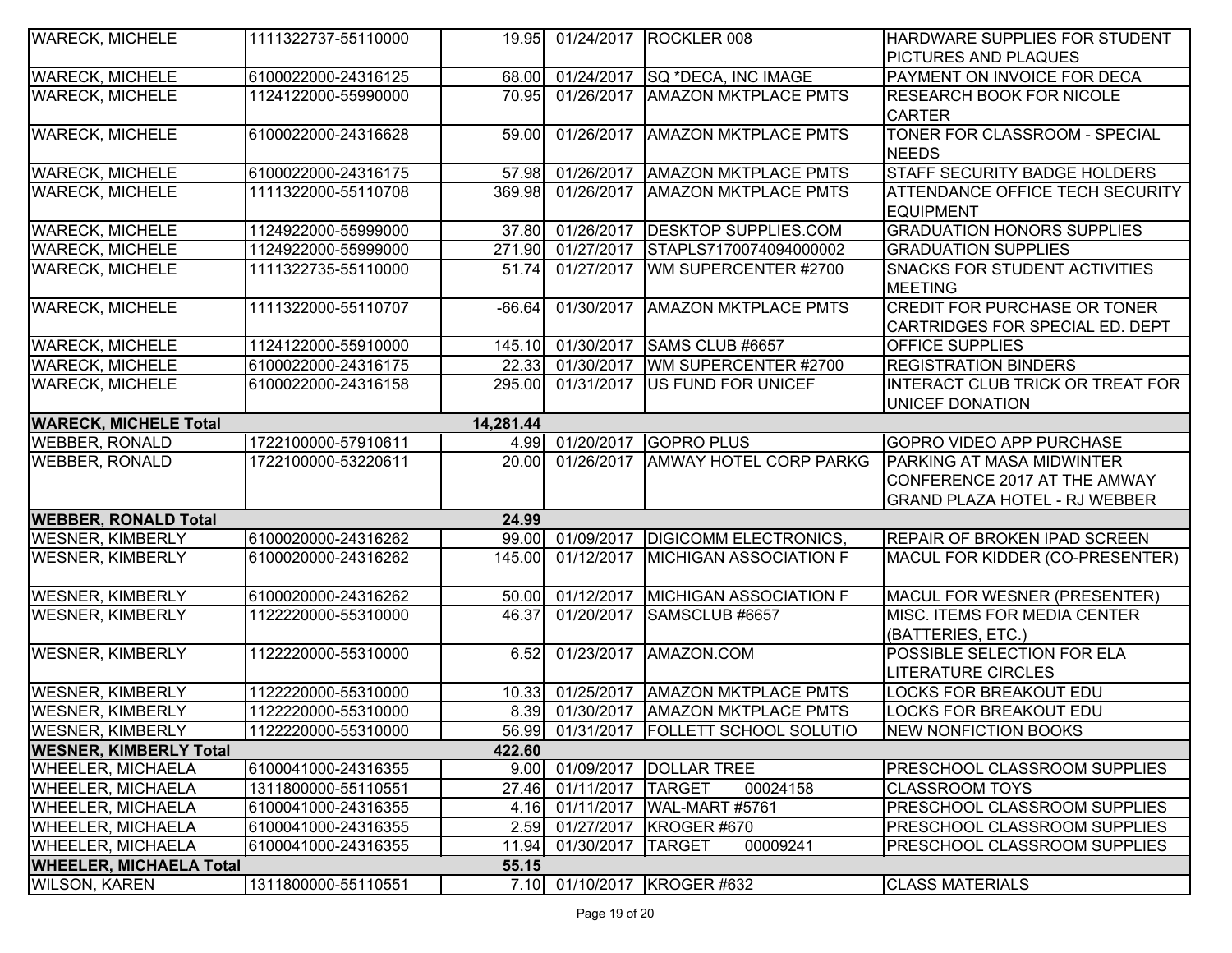| WARECK, MICHELE | 1111322737-55110000 | 19.95 | 01/24/2017 | ROCKLER 008 | HARDWARE SUPPLIES FOR STUDENT PICTURES AND PLAQUES |
|---|---|---|---|---|---|
| WARECK, MICHELE | 6100022000-24316125 | 68.00 | 01/24/2017 | SQ *DECA, INC IMAGE | PAYMENT ON INVOICE FOR DECA |
| WARECK, MICHELE | 1124122000-55990000 | 70.95 | 01/26/2017 | AMAZON MKTPLACE PMTS | RESEARCH BOOK FOR NICOLE CARTER |
| WARECK, MICHELE | 6100022000-24316628 | 59.00 | 01/26/2017 | AMAZON MKTPLACE PMTS | TONER FOR CLASSROOM - SPECIAL NEEDS |
| WARECK, MICHELE | 6100022000-24316175 | 57.98 | 01/26/2017 | AMAZON MKTPLACE PMTS | STAFF SECURITY BADGE HOLDERS |
| WARECK, MICHELE | 1111322000-55110708 | 369.98 | 01/26/2017 | AMAZON MKTPLACE PMTS | ATTENDANCE OFFICE TECH SECURITY EQUIPMENT |
| WARECK, MICHELE | 1124922000-55999000 | 37.80 | 01/26/2017 | DESKTOP SUPPLIES.COM | GRADUATION HONORS SUPPLIES |
| WARECK, MICHELE | 1124922000-55999000 | 271.90 | 01/27/2017 | STAPLS7170074094000002 | GRADUATION SUPPLIES |
| WARECK, MICHELE | 1111322735-55110000 | 51.74 | 01/27/2017 | WM SUPERCENTER #2700 | SNACKS FOR STUDENT ACTIVITIES MEETING |
| WARECK, MICHELE | 1111322000-55110707 | -66.64 | 01/30/2017 | AMAZON MKTPLACE PMTS | CREDIT FOR PURCHASE OR TONER CARTRIDGES FOR SPECIAL ED. DEPT |
| WARECK, MICHELE | 1124122000-55910000 | 145.10 | 01/30/2017 | SAMS CLUB #6657 | OFFICE SUPPLIES |
| WARECK, MICHELE | 6100022000-24316175 | 22.33 | 01/30/2017 | WM SUPERCENTER #2700 | REGISTRATION BINDERS |
| WARECK, MICHELE | 6100022000-24316158 | 295.00 | 01/31/2017 | US FUND FOR UNICEF | INTERACT CLUB TRICK OR TREAT FOR UNICEF DONATION |
| **WARECK, MICHELE Total** | | **14,281.44** | | | |
| WEBBER, RONALD | 1722100000-57910611 | 4.99 | 01/20/2017 | GOPRO PLUS | GOPRO VIDEO APP PURCHASE |
| WEBBER, RONALD | 1722100000-53220611 | 20.00 | 01/26/2017 | AMWAY HOTEL CORP PARKG | PARKING AT MASA MIDWINTER CONFERENCE 2017 AT THE AMWAY GRAND PLAZA HOTEL - RJ WEBBER |
| **WEBBER, RONALD Total** | | **24.99** | | | |
| WESNER, KIMBERLY | 6100020000-24316262 | 99.00 | 01/09/2017 | DIGICOMM ELECTRONICS, | REPAIR OF BROKEN IPAD SCREEN |
| WESNER, KIMBERLY | 6100020000-24316262 | 145.00 | 01/12/2017 | MICHIGAN ASSOCIATION F | MACUL FOR KIDDER (CO-PRESENTER) |
| WESNER, KIMBERLY | 6100020000-24316262 | 50.00 | 01/12/2017 | MICHIGAN ASSOCIATION F | MACUL FOR WESNER (PRESENTER) |
| WESNER, KIMBERLY | 1122220000-55310000 | 46.37 | 01/20/2017 | SAMSCLUB #6657 | MISC. ITEMS FOR MEDIA CENTER (BATTERIES, ETC.) |
| WESNER, KIMBERLY | 1122220000-55310000 | 6.52 | 01/23/2017 | AMAZON.COM | POSSIBLE SELECTION FOR ELA LITERATURE CIRCLES |
| WESNER, KIMBERLY | 1122220000-55310000 | 10.33 | 01/25/2017 | AMAZON MKTPLACE PMTS | LOCKS FOR BREAKOUT EDU |
| WESNER, KIMBERLY | 1122220000-55310000 | 8.39 | 01/30/2017 | AMAZON MKTPLACE PMTS | LOCKS FOR BREAKOUT EDU |
| WESNER, KIMBERLY | 1122220000-55310000 | 56.99 | 01/31/2017 | FOLLETT SCHOOL SOLUTIO | NEW NONFICTION BOOKS |
| **WESNER, KIMBERLY Total** | | **422.60** | | | |
| WHEELER, MICHAELA | 6100041000-24316355 | 9.00 | 01/09/2017 | DOLLAR TREE | PRESCHOOL CLASSROOM SUPPLIES |
| WHEELER, MICHAELA | 1311800000-55110551 | 27.46 | 01/11/2017 | TARGET 00024158 | CLASSROOM TOYS |
| WHEELER, MICHAELA | 6100041000-24316355 | 4.16 | 01/11/2017 | WAL-MART #5761 | PRESCHOOL CLASSROOM SUPPLIES |
| WHEELER, MICHAELA | 6100041000-24316355 | 2.59 | 01/27/2017 | KROGER #670 | PRESCHOOL CLASSROOM SUPPLIES |
| WHEELER, MICHAELA | 6100041000-24316355 | 11.94 | 01/30/2017 | TARGET 00009241 | PRESCHOOL CLASSROOM SUPPLIES |
| **WHEELER, MICHAELA Total** | | **55.15** | | | |
| WILSON, KAREN | 1311800000-55110551 | 7.10 | 01/10/2017 | KROGER #632 | CLASS MATERIALS |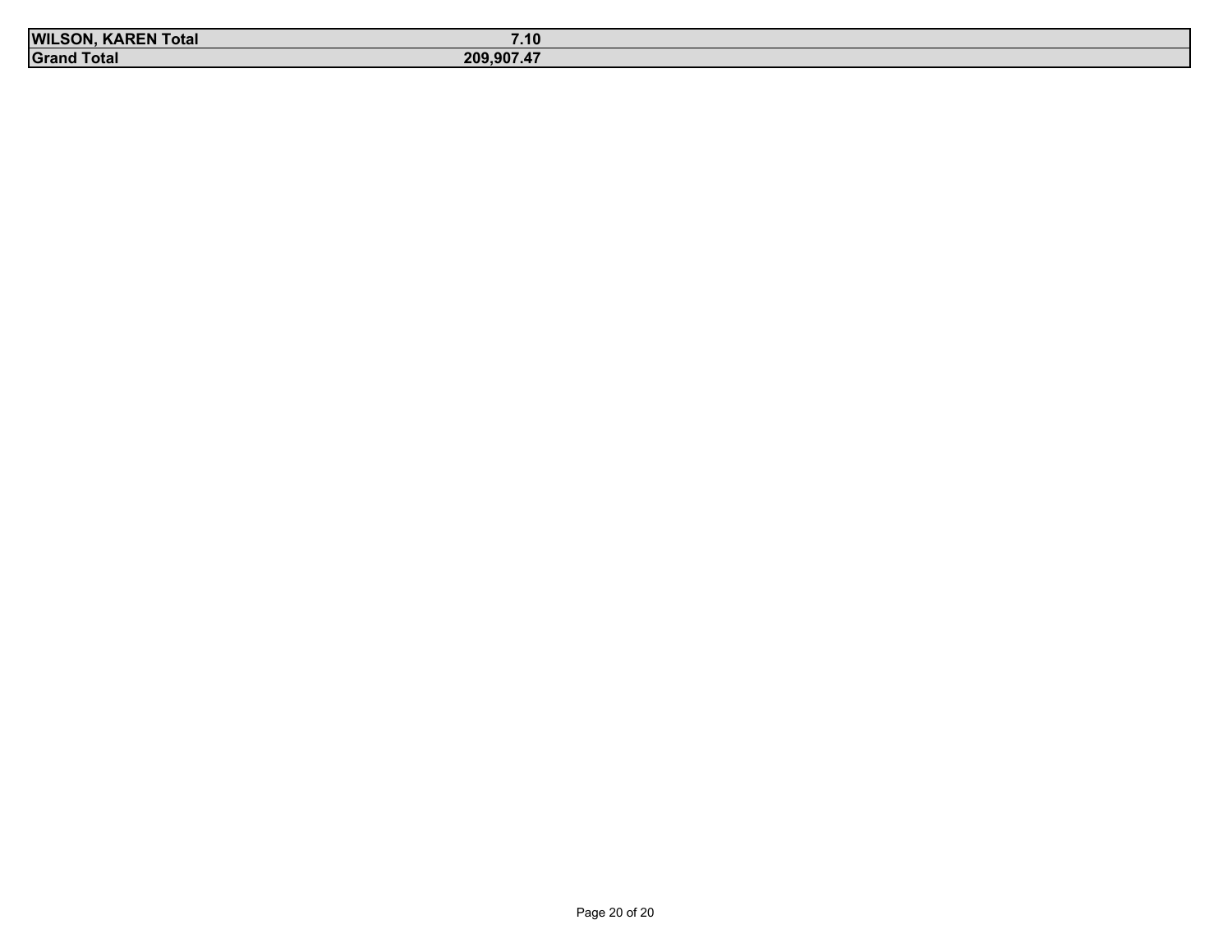| | |
|---|---|
| **WILSON, KAREN Total** | **7.10** |
| **Grand Total** | **209,907.47** |